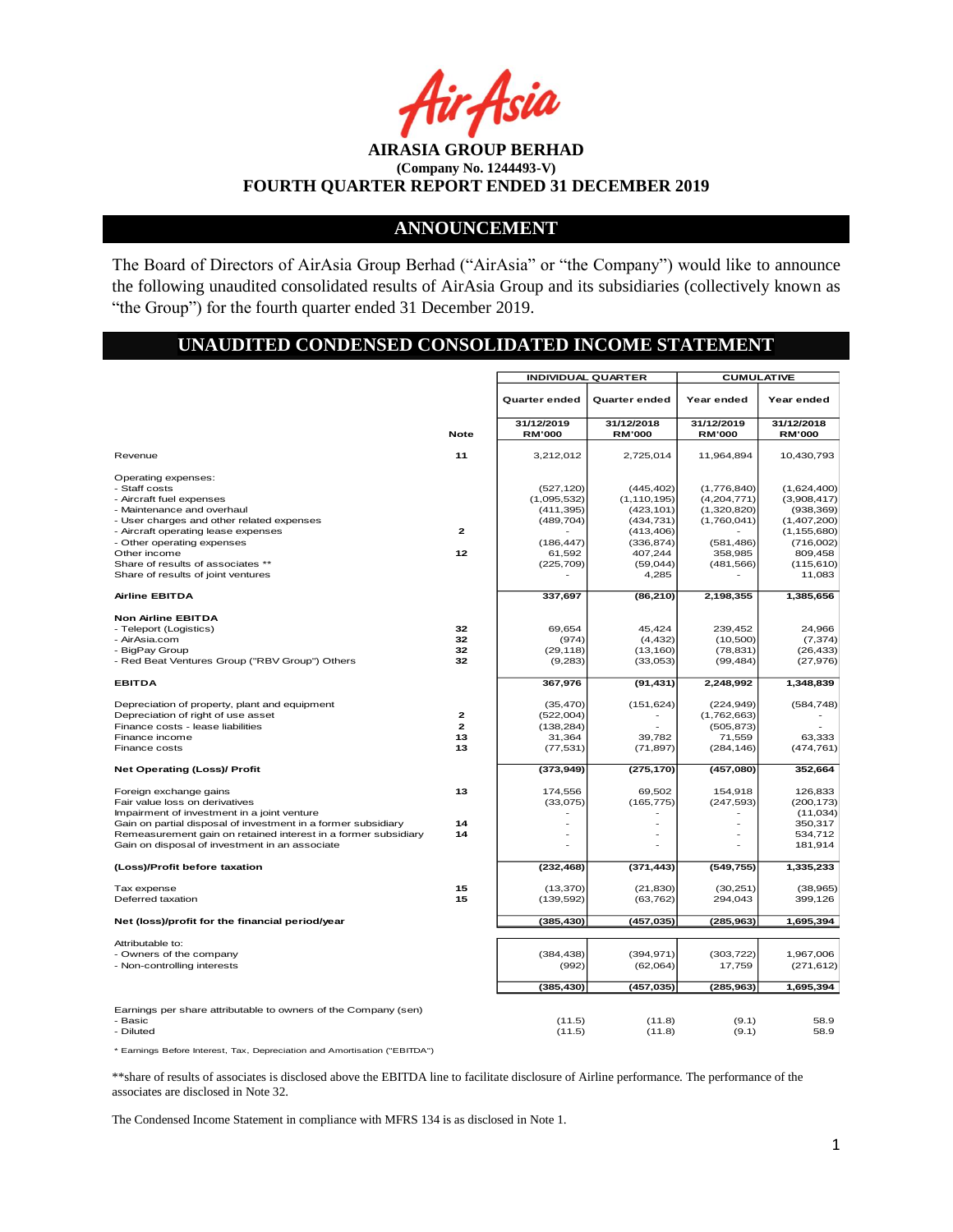**AIRASIA GROUP BERHAD**
**(Company No. 1244493-V)**
**FOURTH QUARTER REPORT ENDED 31 DECEMBER 2019**

## ANNOUNCEMENT

The Board of Directors of AirAsia Group Berhad ("AirAsia" or "the Company") would like to announce the following unaudited consolidated results of AirAsia Group and its subsidiaries (collectively known as "the Group") for the fourth quarter ended 31 December 2019.

## UNAUDITED CONDENSED CONSOLIDATED INCOME STATEMENT

| | | INDIVIDUAL QUARTER | | CUMULATIVE | |
|---|---|---|---|---|---|
| | | Quarter ended | Quarter ended | Year ended | Year ended |
| | Note | 31/12/2019 RM'000 | 31/12/2018 RM'000 | 31/12/2019 RM'000 | 31/12/2018 RM'000 |
| Revenue | 11 | 3,212,012 | 2,725,014 | 11,964,894 | 10,430,793 |
| Operating expenses: | | | | | |
| - Staff costs | | (527,120) | (445,402) | (1,776,840) | (1,624,400) |
| - Aircraft fuel expenses | | (1,095,532) | (1,110,195) | (4,204,771) | (3,908,417) |
| - Maintenance and overhaul | | (411,395) | (423,101) | (1,320,820) | (938,369) |
| - User charges and other related expenses | | (489,704) | (434,731) | (1,760,041) | (1,407,200) |
| - Aircraft operating lease expenses | 2 | - | (413,406) | - | (1,155,680) |
| - Other operating expenses | | (186,447) | (336,874) | (581,486) | (716,002) |
| Other income | 12 | 61,592 | 407,244 | 358,985 | 809,458 |
| Share of results of associates ** | | (225,709) | (59,044) | (481,566) | (115,610) |
| Share of results of joint ventures | | - | 4,285 | - | 11,083 |
| **Airline EBITDA** | | **337,697** | **(86,210)** | **2,198,355** | **1,385,656** |
| **Non Airline EBITDA** | | | | | |
| - Teleport (Logistics) | 32 | 69,654 | 45,424 | 239,452 | 24,966 |
| - AirAsia.com | 32 | (974) | (4,432) | (10,500) | (7,374) |
| - BigPay Group | 32 | (29,118) | (13,160) | (78,831) | (26,433) |
| - Red Beat Ventures Group ("RBV Group") Others | 32 | (9,283) | (33,053) | (99,484) | (27,976) |
| **EBITDA** | | **367,976** | **(91,431)** | **2,248,992** | **1,348,839** |
| Depreciation of property, plant and equipment | | (35,470) | (151,624) | (224,949) | (584,748) |
| Depreciation of right of use asset | 2 | (522,004) | - | (1,762,663) | - |
| Finance costs - lease liabilities | 2 | (138,284) | - | (505,873) | - |
| Finance income | 13 | 31,364 | 39,782 | 71,559 | 63,333 |
| Finance costs | 13 | (77,531) | (71,897) | (284,146) | (474,761) |
| **Net Operating (Loss)/ Profit** | | **(373,949)** | **(275,170)** | **(457,080)** | **352,664** |
| Foreign exchange gains | 13 | 174,556 | 69,502 | 154,918 | 126,833 |
| Fair value loss on derivatives | | (33,075) | (165,775) | (247,593) | (200,173) |
| Impairment of investment in a joint venture | | - | - | - | (11,034) |
| Gain on partial disposal of investment in a former subsidiary | 14 | - | - | - | 350,317 |
| Remeasurement gain on retained interest in a former subsidiary | 14 | - | - | - | 534,712 |
| Gain on disposal of investment in an associate | | - | - | - | 181,914 |
| **(Loss)/Profit before taxation** | | **(232,468)** | **(371,443)** | **(549,755)** | **1,335,233** |
| Tax expense | 15 | (13,370) | (21,830) | (30,251) | (38,965) |
| Deferred taxation | 15 | (139,592) | (63,762) | 294,043 | 399,126 |
| **Net (loss)/profit for the financial period/year** | | **(385,430)** | **(457,035)** | **(285,963)** | **1,695,394** |
| Attributable to: | | | | | |
| - Owners of the company | | (384,438) | (394,971) | (303,722) | 1,967,006 |
| - Non-controlling interests | | (992) | (62,064) | 17,759 | (271,612) |
| | | (385,430) | (457,035) | (285,963) | 1,695,394 |
| Earnings per share attributable to owners of the Company (sen) | | | | | |
| - Basic | | (11.5) | (11.8) | (9.1) | 58.9 |
| - Diluted | | (11.5) | (11.8) | (9.1) | 58.9 |

* Earnings Before Interest, Tax, Depreciation and Amortisation ("EBITDA")

**share of results of associates is disclosed above the EBITDA line to facilitate disclosure of Airline performance. The performance of the associates are disclosed in Note 32.

The Condensed Income Statement in compliance with MFRS 134 is as disclosed in Note 1.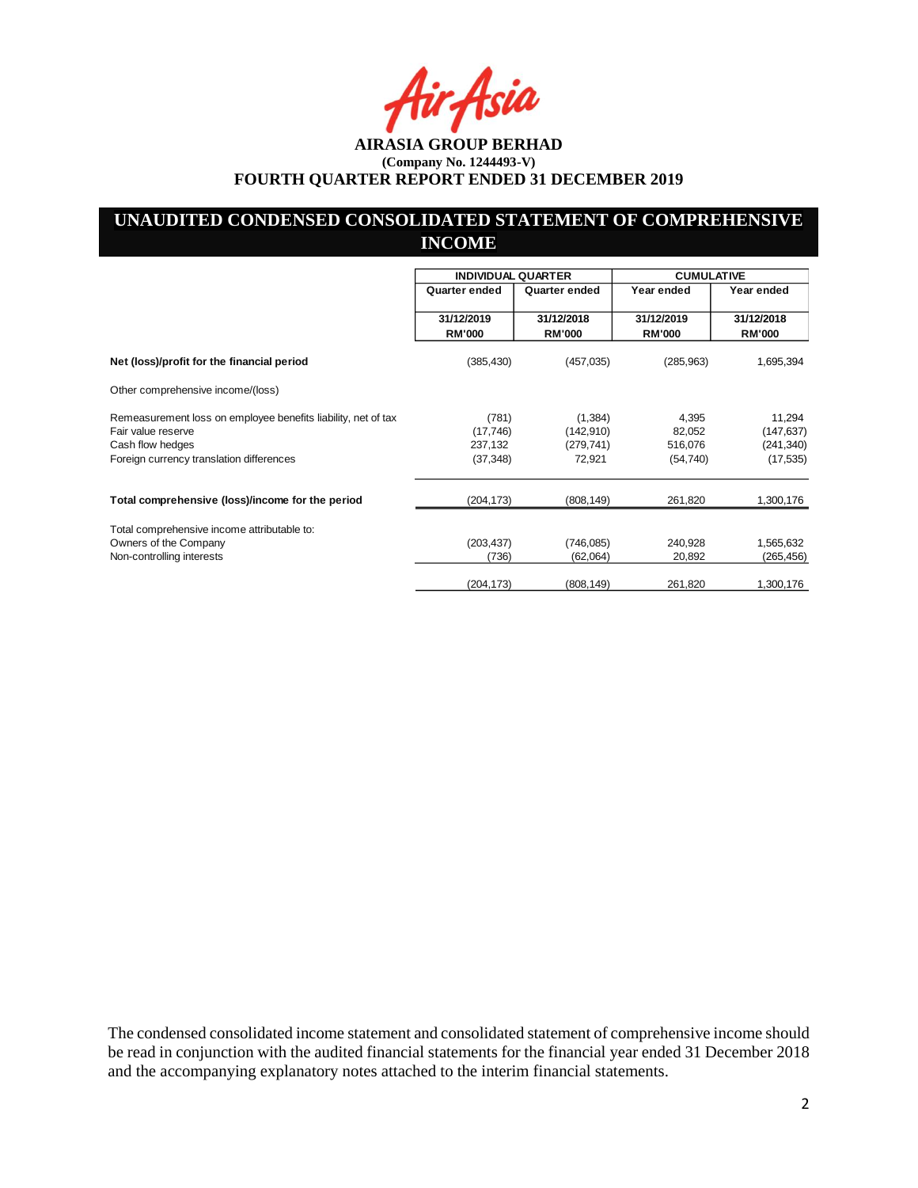**AIRASIA GROUP BERHAD**
**(Company No. 1244493-V)**
**FOURTH QUARTER REPORT ENDED 31 DECEMBER 2019**

## UNAUDITED CONDENSED CONSOLIDATED STATEMENT OF COMPREHENSIVE INCOME

| | INDIVIDUAL QUARTER | | CUMULATIVE | |
|---|---|---|---|---|
| | Quarter ended | Quarter ended | Year ended | Year ended |
| | 31/12/2019 RM'000 | 31/12/2018 RM'000 | 31/12/2019 RM'000 | 31/12/2018 RM'000 |
| **Net (loss)/profit for the financial period** | (385,430) | (457,035) | (285,963) | 1,695,394 |
| Other comprehensive income/(loss) | | | | |
| Remeasurement loss on employee benefits liability, net of tax | (781) | (1,384) | 4,395 | 11,294 |
| Fair value reserve | (17,746) | (142,910) | 82,052 | (147,637) |
| Cash flow hedges | 237,132 | (279,741) | 516,076 | (241,340) |
| Foreign currency translation differences | (37,348) | 72,921 | (54,740) | (17,535) |
| **Total comprehensive (loss)/income for the period** | (204,173) | (808,149) | 261,820 | 1,300,176 |
| Total comprehensive income attributable to: | | | | |
| Owners of the Company | (203,437) | (746,085) | 240,928 | 1,565,632 |
| Non-controlling interests | (736) | (62,064) | 20,892 | (265,456) |
| | (204,173) | (808,149) | 261,820 | 1,300,176 |

The condensed consolidated income statement and consolidated statement of comprehensive income should be read in conjunction with the audited financial statements for the financial year ended 31 December 2018 and the accompanying explanatory notes attached to the interim financial statements.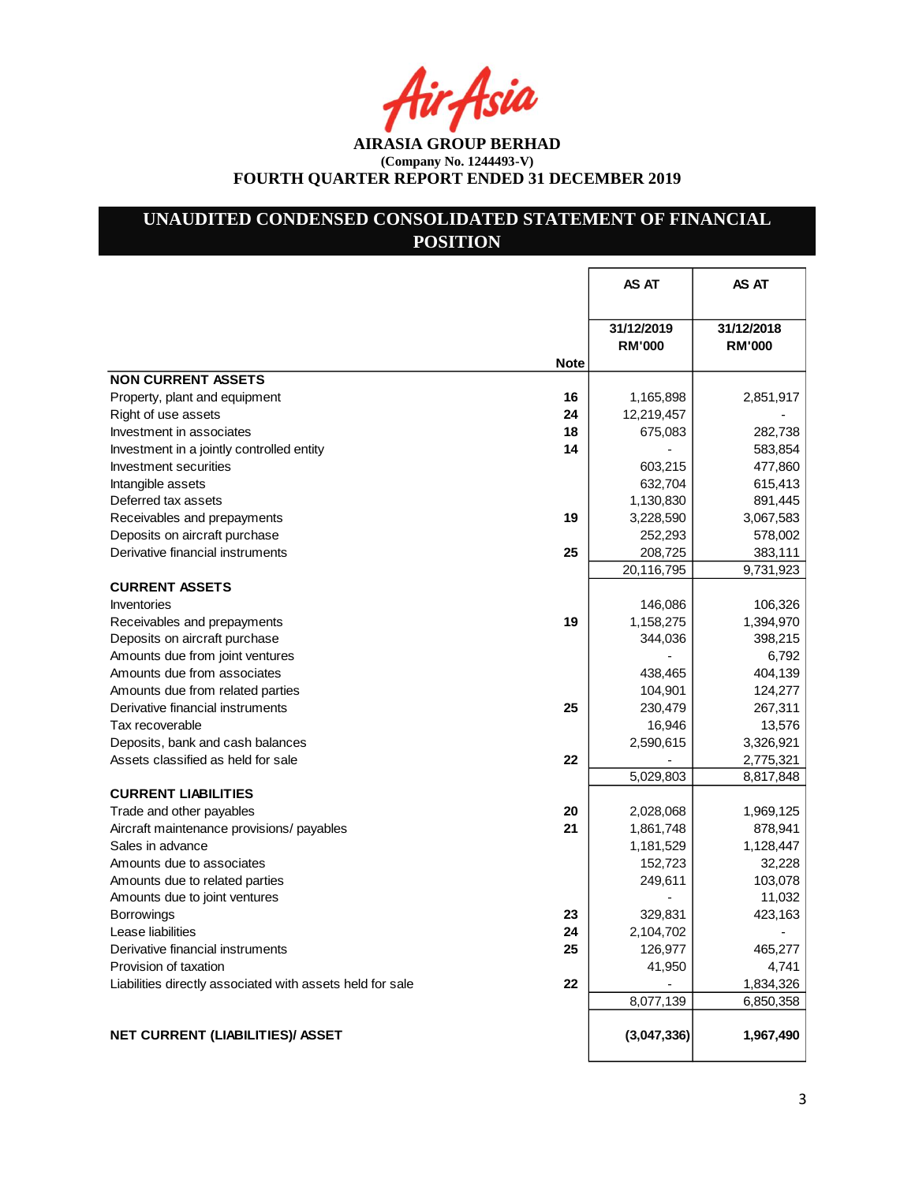AirAsia

**AIRASIA GROUP BERHAD**

**(Company No. 1244493-V)**

**FOURTH QUARTER REPORT ENDED 31 DECEMBER 2019**

## UNAUDITED CONDENSED CONSOLIDATED STATEMENT OF FINANCIAL POSITION

| | Note | AS AT 31/12/2019 RM'000 | AS AT 31/12/2018 RM'000 |
|---|---|---|---|
| **NON CURRENT ASSETS** | | | |
| Property, plant and equipment | 16 | 1,165,898 | 2,851,917 |
| Right of use assets | 24 | 12,219,457 | - |
| Investment in associates | 18 | 675,083 | 282,738 |
| Investment in a jointly controlled entity | 14 | - | 583,854 |
| Investment securities | | 603,215 | 477,860 |
| Intangible assets | | 632,704 | 615,413 |
| Deferred tax assets | | 1,130,830 | 891,445 |
| Receivables and prepayments | 19 | 3,228,590 | 3,067,583 |
| Deposits on aircraft purchase | | 252,293 | 578,002 |
| Derivative financial instruments | 25 | 208,725 | 383,111 |
| | | 20,116,795 | 9,731,923 |
| **CURRENT ASSETS** | | | |
| Inventories | | 146,086 | 106,326 |
| Receivables and prepayments | 19 | 1,158,275 | 1,394,970 |
| Deposits on aircraft purchase | | 344,036 | 398,215 |
| Amounts due from joint ventures | | - | 6,792 |
| Amounts due from associates | | 438,465 | 404,139 |
| Amounts due from related parties | | 104,901 | 124,277 |
| Derivative financial instruments | 25 | 230,479 | 267,311 |
| Tax recoverable | | 16,946 | 13,576 |
| Deposits, bank and cash balances | | 2,590,615 | 3,326,921 |
| Assets classified as held for sale | 22 | - | 2,775,321 |
| | | 5,029,803 | 8,817,848 |
| **CURRENT LIABILITIES** | | | |
| Trade and other payables | 20 | 2,028,068 | 1,969,125 |
| Aircraft maintenance provisions/ payables | 21 | 1,861,748 | 878,941 |
| Sales in advance | | 1,181,529 | 1,128,447 |
| Amounts due to associates | | 152,723 | 32,228 |
| Amounts due to related parties | | 249,611 | 103,078 |
| Amounts due to joint ventures | | - | 11,032 |
| Borrowings | 23 | 329,831 | 423,163 |
| Lease liabilities | 24 | 2,104,702 | - |
| Derivative financial instruments | 25 | 126,977 | 465,277 |
| Provision of taxation | | 41,950 | 4,741 |
| Liabilities directly associated with assets held for sale | 22 | - | 1,834,326 |
| | | 8,077,139 | 6,850,358 |
| **NET CURRENT (LIABILITIES)/ ASSET** | | **(3,047,336)** | **1,967,490** |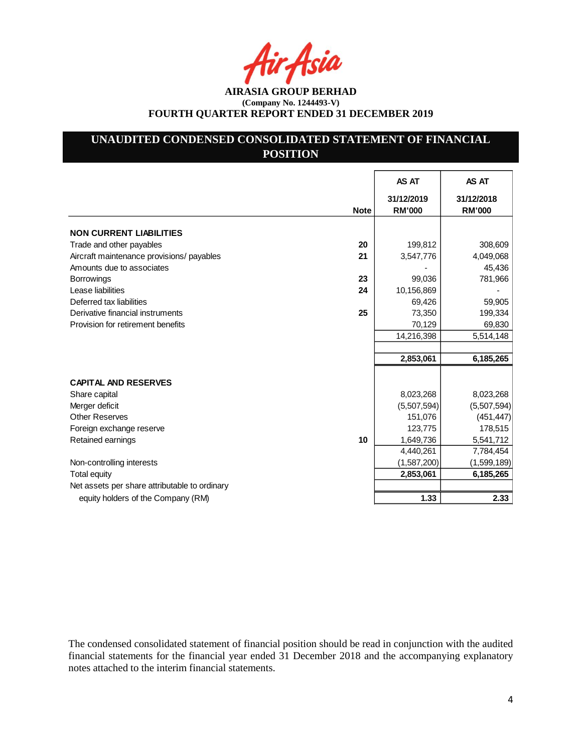# AIRASIA GROUP BERHAD

**(Company No. 1244493-V)**

**FOURTH QUARTER REPORT ENDED 31 DECEMBER 2019**

## UNAUDITED CONDENSED CONSOLIDATED STATEMENT OF FINANCIAL POSITION

| | Note | AS AT 31/12/2019 RM'000 | AS AT 31/12/2018 RM'000 |
|---|---|---|---|
| **NON CURRENT LIABILITIES** | | | |
| Trade and other payables | 20 | 199,812 | 308,609 |
| Aircraft maintenance provisions/ payables | 21 | 3,547,776 | 4,049,068 |
| Amounts due to associates | | - | 45,436 |
| Borrowings | 23 | 99,036 | 781,966 |
| Lease liabilities | 24 | 10,156,869 | - |
| Deferred tax liabilities | | 69,426 | 59,905 |
| Derivative financial instruments | 25 | 73,350 | 199,334 |
| Provision for retirement benefits | | 70,129 | 69,830 |
| | | 14,216,398 | 5,514,148 |
| | | | |
| | | **2,853,061** | **6,185,265** |
| | | | |
| **CAPITAL AND RESERVES** | | | |
| Share capital | | 8,023,268 | 8,023,268 |
| Merger deficit | | (5,507,594) | (5,507,594) |
| Other Reserves | | 151,076 | (451,447) |
| Foreign exchange reserve | | 123,775 | 178,515 |
| Retained earnings | 10 | 1,649,736 | 5,541,712 |
| | | 4,440,261 | 7,784,454 |
| Non-controlling interests | | (1,587,200) | (1,599,189) |
| Total equity | | **2,853,061** | **6,185,265** |
| Net assets per share attributable to ordinary equity holders of the Company (RM) | | **1.33** | **2.33** |

The condensed consolidated statement of financial position should be read in conjunction with the audited financial statements for the financial year ended 31 December 2018 and the accompanying explanatory notes attached to the interim financial statements.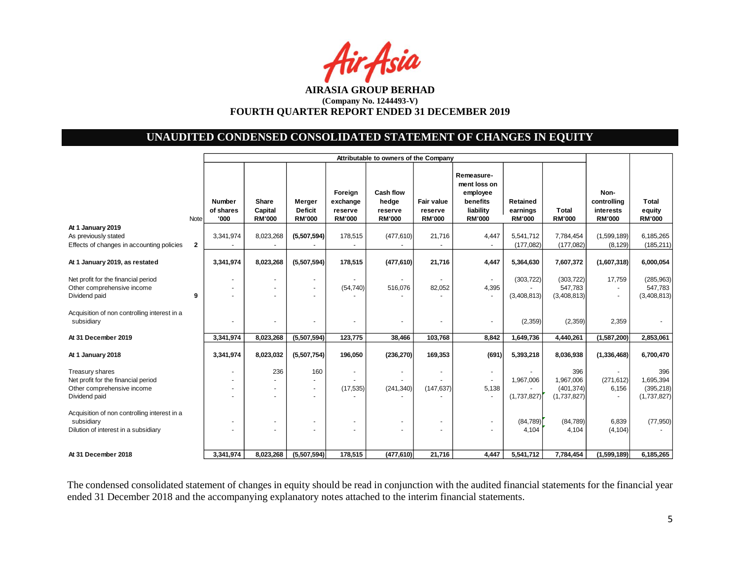**AIRASIA GROUP BERHAD**

**(Company No. 1244493-V)**

**FOURTH QUARTER REPORT ENDED 31 DECEMBER 2019**

## UNAUDITED CONDENSED CONSOLIDATED STATEMENT OF CHANGES IN EQUITY

| | | Attributable to owners of the Company | | | | | | | | | | | |
|---|---|---|---|---|---|---|---|---|---|---|---|---|---|
| | Note | Number of shares '000 | Share Capital RM'000 | Merger Deficit RM'000 | Foreign exchange reserve RM'000 | Cash flow hedge reserve RM'000 | Fair value reserve RM'000 | Remeasure-ment loss on employee benefits liability RM'000 | Retained earnings RM'000 | Total RM'000 | Non-controlling interests RM'000 | Total equity RM'000 |
| **At 1 January 2019** | | | | | | | | | | | | |
| As previously stated | | 3,341,974 | 8,023,268 | (5,507,594) | 178,515 | (477,610) | 21,716 | 4,447 | 5,541,712 | 7,784,454 | (1,599,189) | 6,185,265 |
| Effects of changes in accounting policies | 2 | - | - | - | - | - | - | - | (177,082) | (177,082) | (8,129) | (185,211) |
| **At 1 January 2019, as restated** | | **3,341,974** | **8,023,268** | **(5,507,594)** | **178,515** | **(477,610)** | **21,716** | **4,447** | **5,364,630** | **7,607,372** | **(1,607,318)** | **6,000,054** |
| Net profit for the financial period | | - | - | - | - | - | - | - | (303,722) | (303,722) | 17,759 | (285,963) |
| Other comprehensive income | | - | - | - | (54,740) | 516,076 | 82,052 | 4,395 | - | 547,783 | - | 547,783 |
| Dividend paid | 9 | - | - | - | - | - | - | - | (3,408,813) | (3,408,813) | - | (3,408,813) |
| Acquisition of non controlling interest in a subsidiary | | - | - | - | - | - | - | - | (2,359) | (2,359) | 2,359 | - |
| **At 31 December 2019** | | **3,341,974** | **8,023,268** | **(5,507,594)** | **123,775** | **38,466** | **103,768** | **8,842** | **1,649,736** | **4,440,261** | **(1,587,200)** | **2,853,061** |
| **At 1 January 2018** | | **3,341,974** | **8,023,032** | **(5,507,754)** | **196,050** | **(236,270)** | **169,353** | **(691)** | **5,393,218** | **8,036,938** | **(1,336,468)** | **6,700,470** |
| Treasury shares | | - | 236 | 160 | - | - | - | - | - | 396 | - | 396 |
| Net profit for the financial period | | - | - | - | - | - | - | - | 1,967,006 | 1,967,006 | (271,612) | 1,695,394 |
| Other comprehensive income | | - | - | - | (17,535) | (241,340) | (147,637) | 5,138 | - | (401,374) | 6,156 | (395,218) |
| Dividend paid | | - | - | - | - | - | - | - | (1,737,827) | (1,737,827) | - | (1,737,827) |
| Acquisition of non controlling interest in a subsidiary | | - | - | - | - | - | - | - | (84,789) | (84,789) | 6,839 | (77,950) |
| Dilution of interest in a subsidiary | | - | - | - | - | - | - | - | 4,104 | 4,104 | (4,104) | - |
| **At 31 December 2018** | | **3,341,974** | **8,023,268** | **(5,507,594)** | **178,515** | **(477,610)** | **21,716** | **4,447** | **5,541,712** | **7,784,454** | **(1,599,189)** | **6,185,265** |

The condensed consolidated statement of changes in equity should be read in conjunction with the audited financial statements for the financial year ended 31 December 2018 and the accompanying explanatory notes attached to the interim financial statements.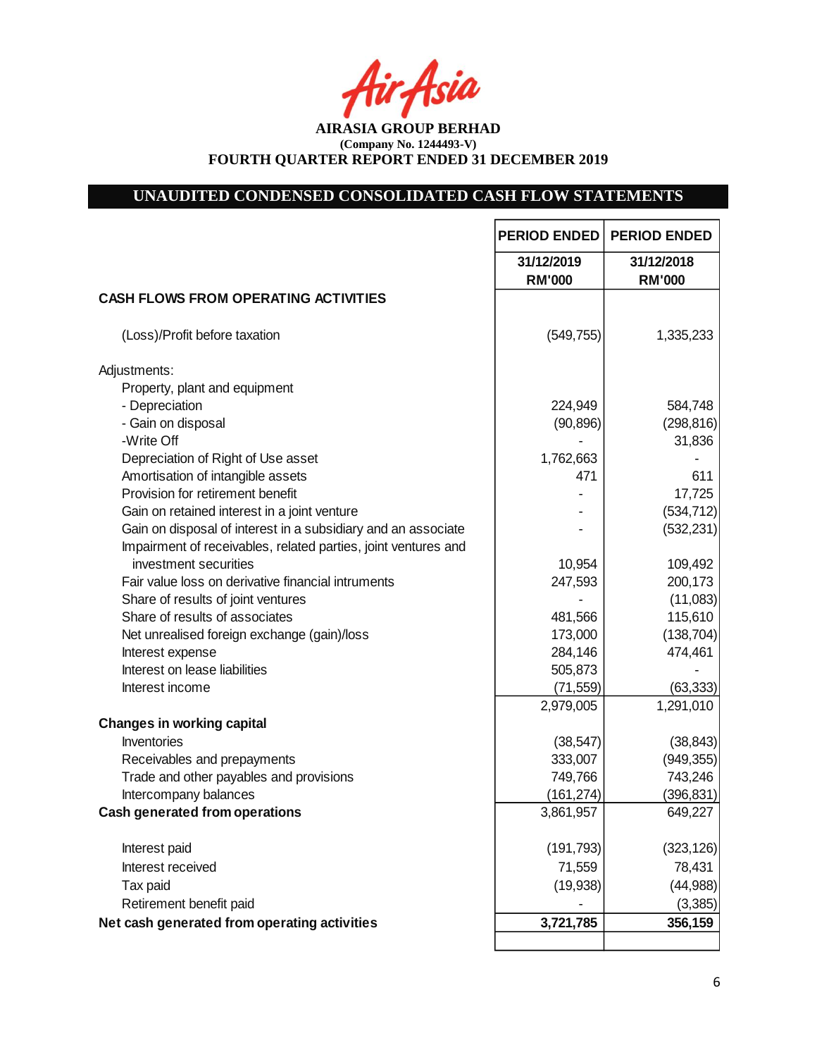**AIRASIA GROUP BERHAD**
**(Company No. 1244493-V)**
**FOURTH QUARTER REPORT ENDED 31 DECEMBER 2019**

## UNAUDITED CONDENSED CONSOLIDATED CASH FLOW STATEMENTS

| | PERIOD ENDED | PERIOD ENDED |
|---|---|---|
| | 31/12/2019 RM'000 | 31/12/2018 RM'000 |
| **CASH FLOWS FROM OPERATING ACTIVITIES** | | |
| (Loss)/Profit before taxation | (549,755) | 1,335,233 |
| Adjustments: | | |
| Property, plant and equipment | | |
| - Depreciation | 224,949 | 584,748 |
| - Gain on disposal | (90,896) | (298,816) |
| -Write Off | - | 31,836 |
| Depreciation of Right of Use asset | 1,762,663 | - |
| Amortisation of intangible assets | 471 | 611 |
| Provision for retirement benefit | - | 17,725 |
| Gain on retained interest in a joint venture | - | (534,712) |
| Gain on disposal of interest in a subsidiary and an associate | - | (532,231) |
| Impairment of receivables, related parties, joint ventures and investment securities | 10,954 | 109,492 |
| Fair value loss on derivative financial intruments | 247,593 | 200,173 |
| Share of results of joint ventures | - | (11,083) |
| Share of results of associates | 481,566 | 115,610 |
| Net unrealised foreign exchange (gain)/loss | 173,000 | (138,704) |
| Interest expense | 284,146 | 474,461 |
| Interest on lease liabilities | 505,873 | - |
| Interest income | (71,559) | (63,333) |
| | 2,979,005 | 1,291,010 |
| **Changes in working capital** | | |
| Inventories | (38,547) | (38,843) |
| Receivables and prepayments | 333,007 | (949,355) |
| Trade and other payables and provisions | 749,766 | 743,246 |
| Intercompany balances | (161,274) | (396,831) |
| **Cash generated from operations** | 3,861,957 | 649,227 |
| Interest paid | (191,793) | (323,126) |
| Interest received | 71,559 | 78,431 |
| Tax paid | (19,938) | (44,988) |
| Retirement benefit paid | - | (3,385) |
| **Net cash generated from operating activities** | **3,721,785** | **356,159** |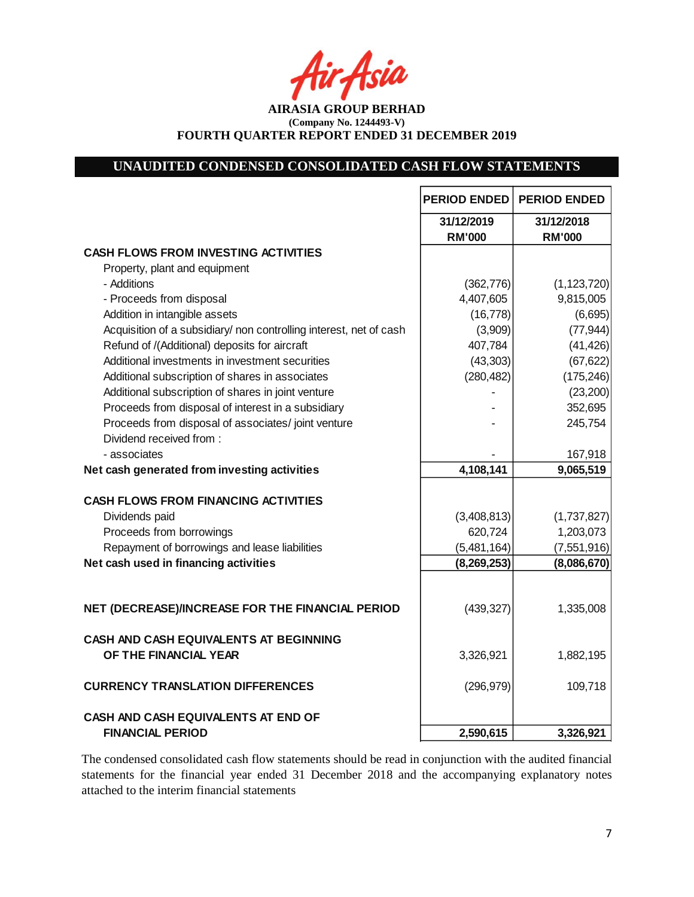AirAsia

**AIRASIA GROUP BERHAD**
**(Company No. 1244493-V)**
**FOURTH QUARTER REPORT ENDED 31 DECEMBER 2019**

## UNAUDITED CONDENSED CONSOLIDATED CASH FLOW STATEMENTS

| | PERIOD ENDED | PERIOD ENDED |
|---|---|---|
| | 31/12/2019 RM'000 | 31/12/2018 RM'000 |
| **CASH FLOWS FROM INVESTING ACTIVITIES** | | |
| Property, plant and equipment | | |
| - Additions | (362,776) | (1,123,720) |
| - Proceeds from disposal | 4,407,605 | 9,815,005 |
| Addition in intangible assets | (16,778) | (6,695) |
| Acquisition of a subsidiary/ non controlling interest, net of cash | (3,909) | (77,944) |
| Refund of /(Additional) deposits for aircraft | 407,784 | (41,426) |
| Additional investments in investment securities | (43,303) | (67,622) |
| Additional subscription of shares in associates | (280,482) | (175,246) |
| Additional subscription of shares in joint venture | - | (23,200) |
| Proceeds from disposal of interest in a subsidiary | - | 352,695 |
| Proceeds from disposal of associates/ joint venture | - | 245,754 |
| Dividend received from : | | |
| - associates | - | 167,918 |
| **Net cash generated from investing activities** | **4,108,141** | **9,065,519** |
| | | |
| **CASH FLOWS FROM FINANCING ACTIVITIES** | | |
| Dividends paid | (3,408,813) | (1,737,827) |
| Proceeds from borrowings | 620,724 | 1,203,073 |
| Repayment of borrowings and lease liabilities | (5,481,164) | (7,551,916) |
| **Net cash used in financing activities** | **(8,269,253)** | **(8,086,670)** |
| | | |
| **NET (DECREASE)/INCREASE FOR THE FINANCIAL PERIOD** | (439,327) | 1,335,008 |
| | | |
| **CASH AND CASH EQUIVALENTS AT BEGINNING OF THE FINANCIAL YEAR** | 3,326,921 | 1,882,195 |
| | | |
| **CURRENCY TRANSLATION DIFFERENCES** | (296,979) | 109,718 |
| | | |
| **CASH AND CASH EQUIVALENTS AT END OF FINANCIAL PERIOD** | **2,590,615** | **3,326,921** |

The condensed consolidated cash flow statements should be read in conjunction with the audited financial statements for the financial year ended 31 December 2018 and the accompanying explanatory notes attached to the interim financial statements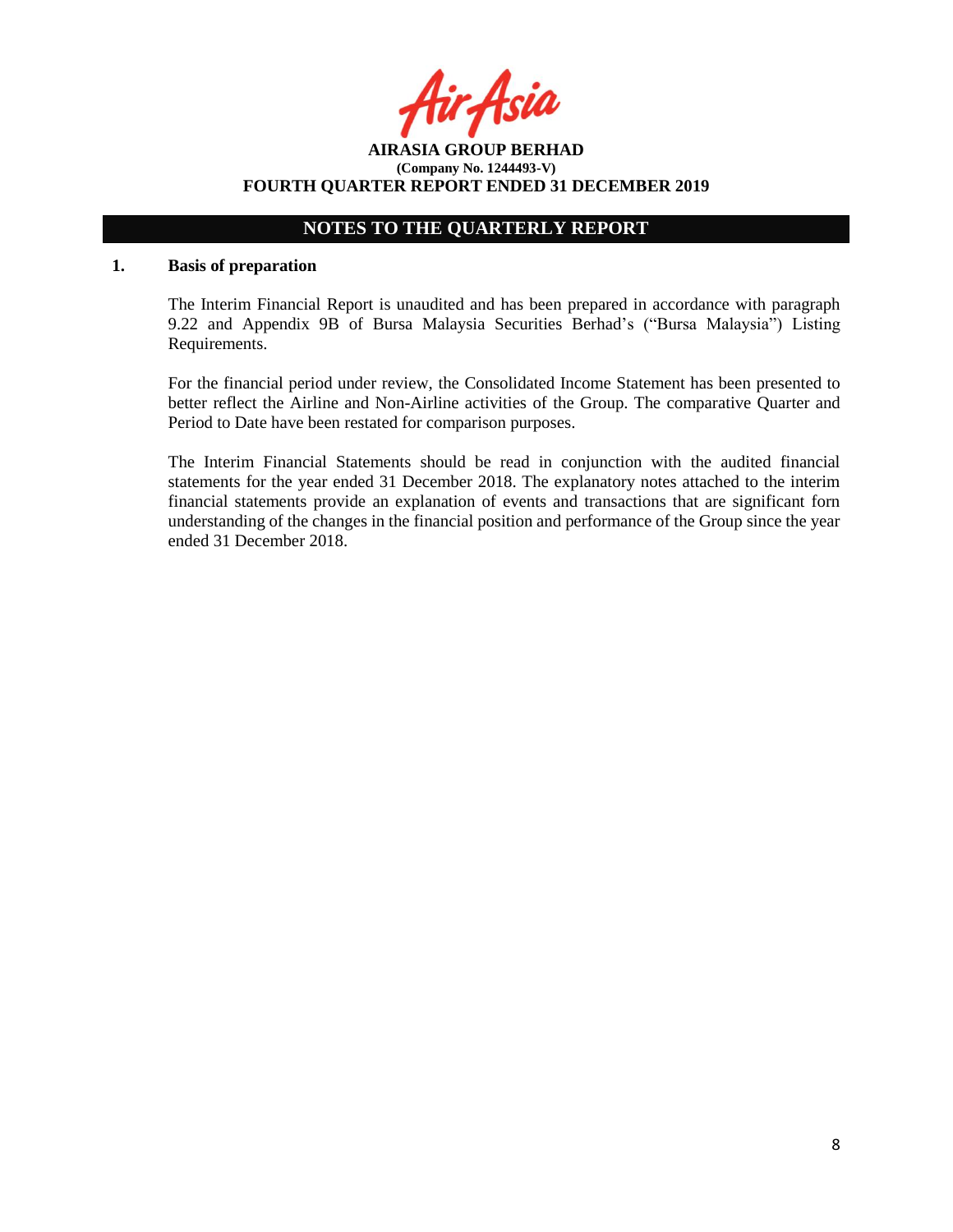**AIRASIA GROUP BERHAD**
**(Company No. 1244493-V)**
**FOURTH QUARTER REPORT ENDED 31 DECEMBER 2019**

## NOTES TO THE QUARTERLY REPORT

### 1. Basis of preparation

The Interim Financial Report is unaudited and has been prepared in accordance with paragraph 9.22 and Appendix 9B of Bursa Malaysia Securities Berhad's ("Bursa Malaysia") Listing Requirements.

For the financial period under review, the Consolidated Income Statement has been presented to better reflect the Airline and Non-Airline activities of the Group. The comparative Quarter and Period to Date have been restated for comparison purposes.

The Interim Financial Statements should be read in conjunction with the audited financial statements for the year ended 31 December 2018. The explanatory notes attached to the interim financial statements provide an explanation of events and transactions that are significant forn understanding of the changes in the financial position and performance of the Group since the year ended 31 December 2018.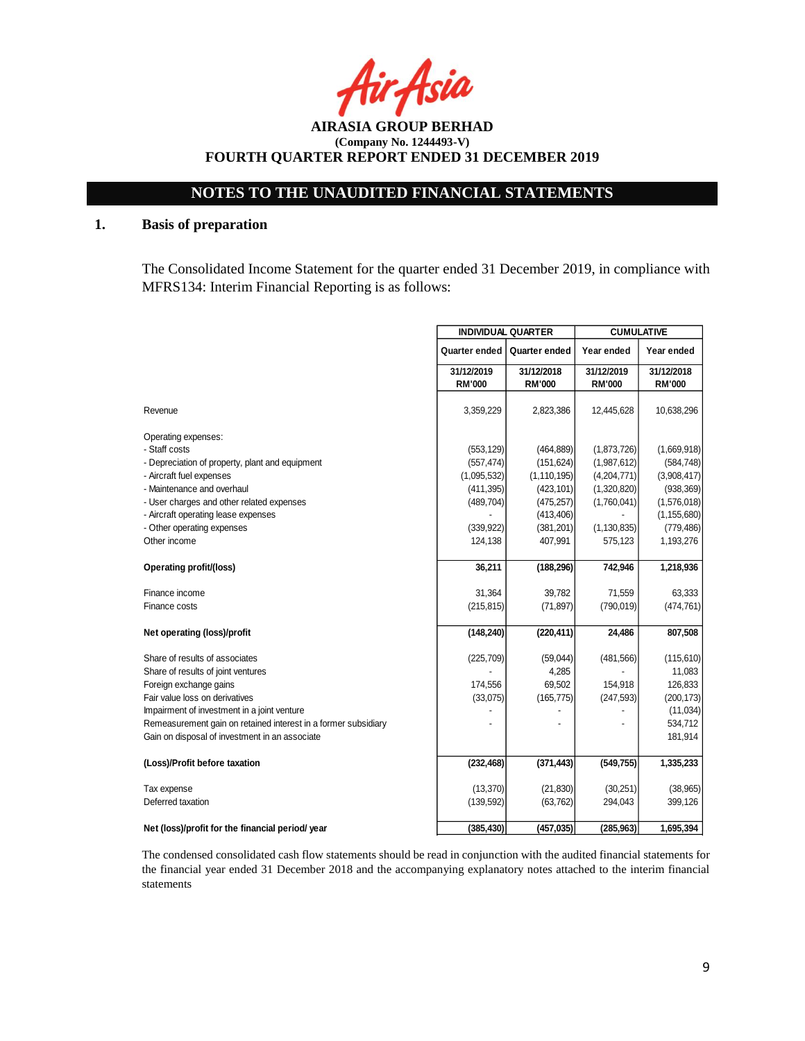**AIRASIA GROUP BERHAD**
**(Company No. 1244493-V)**
**FOURTH QUARTER REPORT ENDED 31 DECEMBER 2019**

## NOTES TO THE UNAUDITED FINANCIAL STATEMENTS

### 1. Basis of preparation

The Consolidated Income Statement for the quarter ended 31 December 2019, in compliance with MFRS134: Interim Financial Reporting is as follows:

| | INDIVIDUAL QUARTER | | CUMULATIVE | |
|---|---|---|---|---|
| | Quarter ended | Quarter ended | Year ended | Year ended |
| | 31/12/2019 RM'000 | 31/12/2018 RM'000 | 31/12/2019 RM'000 | 31/12/2018 RM'000 |
| Revenue | 3,359,229 | 2,823,386 | 12,445,628 | 10,638,296 |
| Operating expenses: | | | | |
| - Staff costs | (553,129) | (464,889) | (1,873,726) | (1,669,918) |
| - Depreciation of property, plant and equipment | (557,474) | (151,624) | (1,987,612) | (584,748) |
| - Aircraft fuel expenses | (1,095,532) | (1,110,195) | (4,204,771) | (3,908,417) |
| - Maintenance and overhaul | (411,395) | (423,101) | (1,320,820) | (938,369) |
| - User charges and other related expenses | (489,704) | (475,257) | (1,760,041) | (1,576,018) |
| - Aircraft operating lease expenses | - | (413,406) | - | (1,155,680) |
| - Other operating expenses | (339,922) | (381,201) | (1,130,835) | (779,486) |
| Other income | 124,138 | 407,991 | 575,123 | 1,193,276 |
| **Operating profit/(loss)** | **36,211** | **(188,296)** | **742,946** | **1,218,936** |
| Finance income | 31,364 | 39,782 | 71,559 | 63,333 |
| Finance costs | (215,815) | (71,897) | (790,019) | (474,761) |
| **Net operating (loss)/profit** | **(148,240)** | **(220,411)** | **24,486** | **807,508** |
| Share of results of associates | (225,709) | (59,044) | (481,566) | (115,610) |
| Share of results of joint ventures | - | 4,285 | - | 11,083 |
| Foreign exchange gains | 174,556 | 69,502 | 154,918 | 126,833 |
| Fair value loss on derivatives | (33,075) | (165,775) | (247,593) | (200,173) |
| Impairment of investment in a joint venture | - | - | - | (11,034) |
| Remeasurement gain on retained interest in a former subsidiary | - | - | - | 534,712 |
| Gain on disposal of investment in an associate | | | | 181,914 |
| **(Loss)/Profit before taxation** | **(232,468)** | **(371,443)** | **(549,755)** | **1,335,233** |
| Tax expense | (13,370) | (21,830) | (30,251) | (38,965) |
| Deferred taxation | (139,592) | (63,762) | 294,043 | 399,126 |
| **Net (loss)/profit for the financial period/ year** | **(385,430)** | **(457,035)** | **(285,963)** | **1,695,394** |

The condensed consolidated cash flow statements should be read in conjunction with the audited financial statements for the financial year ended 31 December 2018 and the accompanying explanatory notes attached to the interim financial statements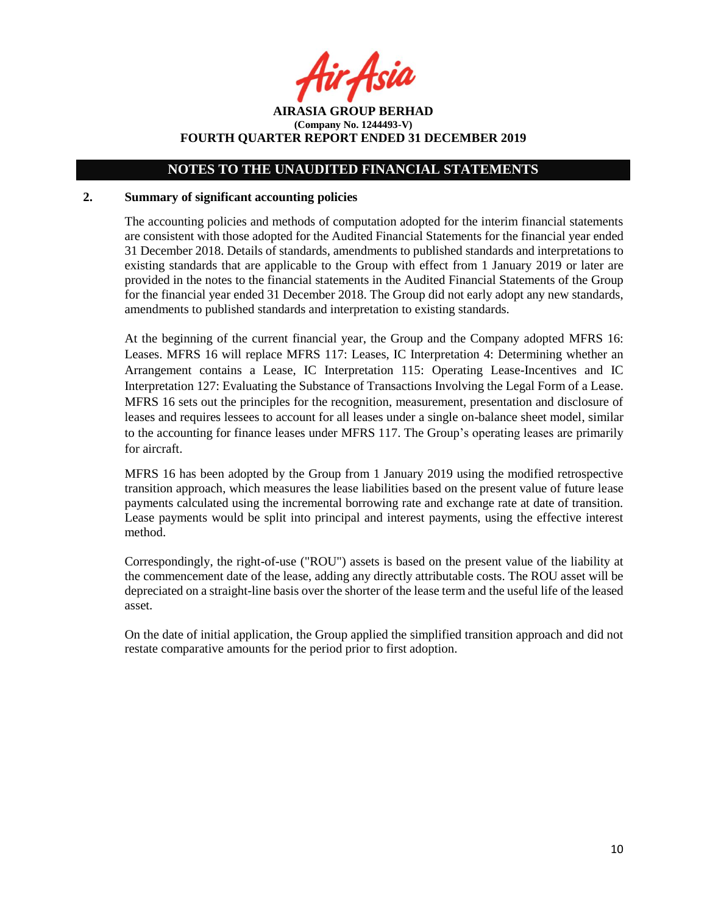## NOTES TO THE UNAUDITED FINANCIAL STATEMENTS

### 2. Summary of significant accounting policies

The accounting policies and methods of computation adopted for the interim financial statements are consistent with those adopted for the Audited Financial Statements for the financial year ended 31 December 2018. Details of standards, amendments to published standards and interpretations to existing standards that are applicable to the Group with effect from 1 January 2019 or later are provided in the notes to the financial statements in the Audited Financial Statements of the Group for the financial year ended 31 December 2018. The Group did not early adopt any new standards, amendments to published standards and interpretation to existing standards.

At the beginning of the current financial year, the Group and the Company adopted MFRS 16: Leases. MFRS 16 will replace MFRS 117: Leases, IC Interpretation 4: Determining whether an Arrangement contains a Lease, IC Interpretation 115: Operating Lease-Incentives and IC Interpretation 127: Evaluating the Substance of Transactions Involving the Legal Form of a Lease. MFRS 16 sets out the principles for the recognition, measurement, presentation and disclosure of leases and requires lessees to account for all leases under a single on-balance sheet model, similar to the accounting for finance leases under MFRS 117. The Group's operating leases are primarily for aircraft.

MFRS 16 has been adopted by the Group from 1 January 2019 using the modified retrospective transition approach, which measures the lease liabilities based on the present value of future lease payments calculated using the incremental borrowing rate and exchange rate at date of transition. Lease payments would be split into principal and interest payments, using the effective interest method.

Correspondingly, the right-of-use ("ROU") assets is based on the present value of the liability at the commencement date of the lease, adding any directly attributable costs. The ROU asset will be depreciated on a straight-line basis over the shorter of the lease term and the useful life of the leased asset.

On the date of initial application, the Group applied the simplified transition approach and did not restate comparative amounts for the period prior to first adoption.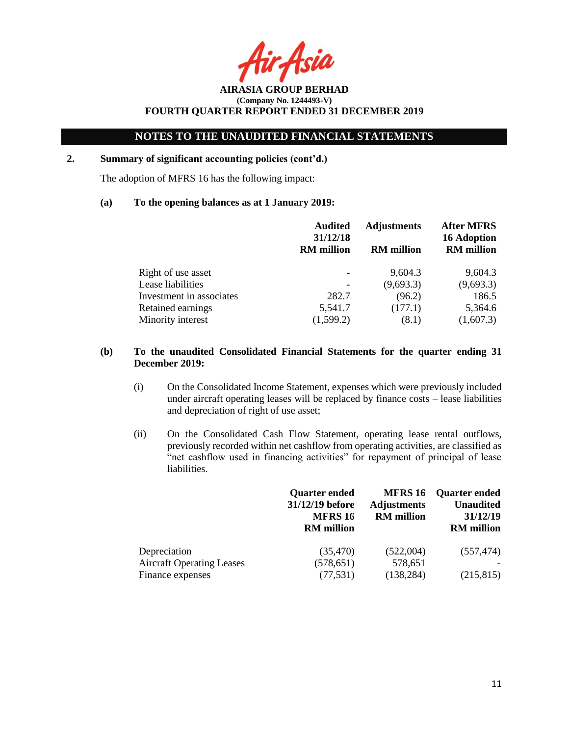**AIRASIA GROUP BERHAD**
**(Company No. 1244493-V)**
**FOURTH QUARTER REPORT ENDED 31 DECEMBER 2019**

## NOTES TO THE UNAUDITED FINANCIAL STATEMENTS

**2. Summary of significant accounting policies (cont'd.)**

The adoption of MFRS 16 has the following impact:

**(a) To the opening balances as at 1 January 2019:**

| | Audited 31/12/18 RM million | Adjustments RM million | After MFRS 16 Adoption RM million |
|---|---|---|---|
| Right of use asset | - | 9,604.3 | 9,604.3 |
| Lease liabilities | - | (9,693.3) | (9,693.3) |
| Investment in associates | 282.7 | (96.2) | 186.5 |
| Retained earnings | 5,541.7 | (177.1) | 5,364.6 |
| Minority interest | (1,599.2) | (8.1) | (1,607.3) |

**(b) To the unaudited Consolidated Financial Statements for the quarter ending 31 December 2019:**

(i) On the Consolidated Income Statement, expenses which were previously included under aircraft operating leases will be replaced by finance costs – lease liabilities and depreciation of right of use asset;

(ii) On the Consolidated Cash Flow Statement, operating lease rental outflows, previously recorded within net cashflow from operating activities, are classified as "net cashflow used in financing activities" for repayment of principal of lease liabilities.

| | Quarter ended 31/12/19 before MFRS 16 RM million | MFRS 16 Adjustments RM million | Quarter ended Unaudited 31/12/19 RM million |
|---|---|---|---|
| Depreciation | (35,470) | (522,004) | (557,474) |
| Aircraft Operating Leases | (578,651) | 578,651 | - |
| Finance expenses | (77,531) | (138,284) | (215,815) |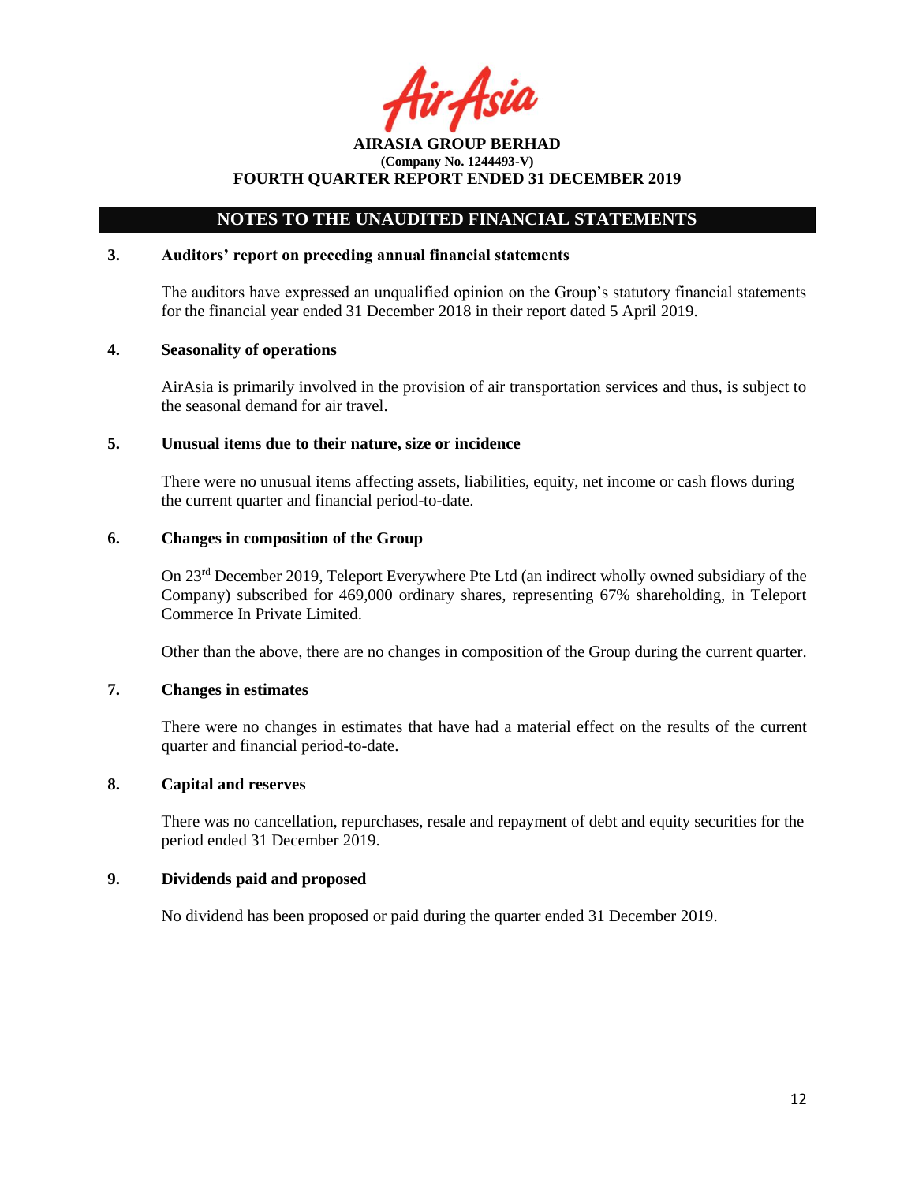## NOTES TO THE UNAUDITED FINANCIAL STATEMENTS

### 3. Auditors' report on preceding annual financial statements

The auditors have expressed an unqualified opinion on the Group's statutory financial statements for the financial year ended 31 December 2018 in their report dated 5 April 2019.

### 4. Seasonality of operations

AirAsia is primarily involved in the provision of air transportation services and thus, is subject to the seasonal demand for air travel.

### 5. Unusual items due to their nature, size or incidence

There were no unusual items affecting assets, liabilities, equity, net income or cash flows during the current quarter and financial period-to-date.

### 6. Changes in composition of the Group

On 23rd December 2019, Teleport Everywhere Pte Ltd (an indirect wholly owned subsidiary of the Company) subscribed for 469,000 ordinary shares, representing 67% shareholding, in Teleport Commerce In Private Limited.

Other than the above, there are no changes in composition of the Group during the current quarter.

### 7. Changes in estimates

There were no changes in estimates that have had a material effect on the results of the current quarter and financial period-to-date.

### 8. Capital and reserves

There was no cancellation, repurchases, resale and repayment of debt and equity securities for the period ended 31 December 2019.

### 9. Dividends paid and proposed

No dividend has been proposed or paid during the quarter ended 31 December 2019.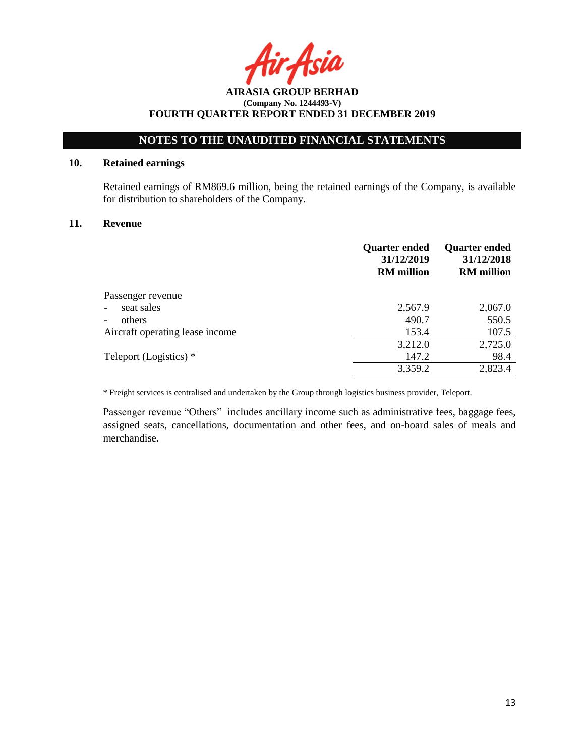AIRASIA GROUP BERHAD
(Company No. 1244493-V)
FOURTH QUARTER REPORT ENDED 31 DECEMBER 2019

## NOTES TO THE UNAUDITED FINANCIAL STATEMENTS

### 10. Retained earnings

Retained earnings of RM869.6 million, being the retained earnings of the Company, is available for distribution to shareholders of the Company.

### 11. Revenue

| | Quarter ended 31/12/2019 RM million | Quarter ended 31/12/2018 RM million |
|---|---|---|
| Passenger revenue | | |
| - seat sales | 2,567.9 | 2,067.0 |
| - others | 490.7 | 550.5 |
| Aircraft operating lease income | 153.4 | 107.5 |
| | 3,212.0 | 2,725.0 |
| Teleport (Logistics) * | 147.2 | 98.4 |
| | 3,359.2 | 2,823.4 |

* Freight services is centralised and undertaken by the Group through logistics business provider, Teleport.

Passenger revenue "Others" includes ancillary income such as administrative fees, baggage fees, assigned seats, cancellations, documentation and other fees, and on-board sales of meals and merchandise.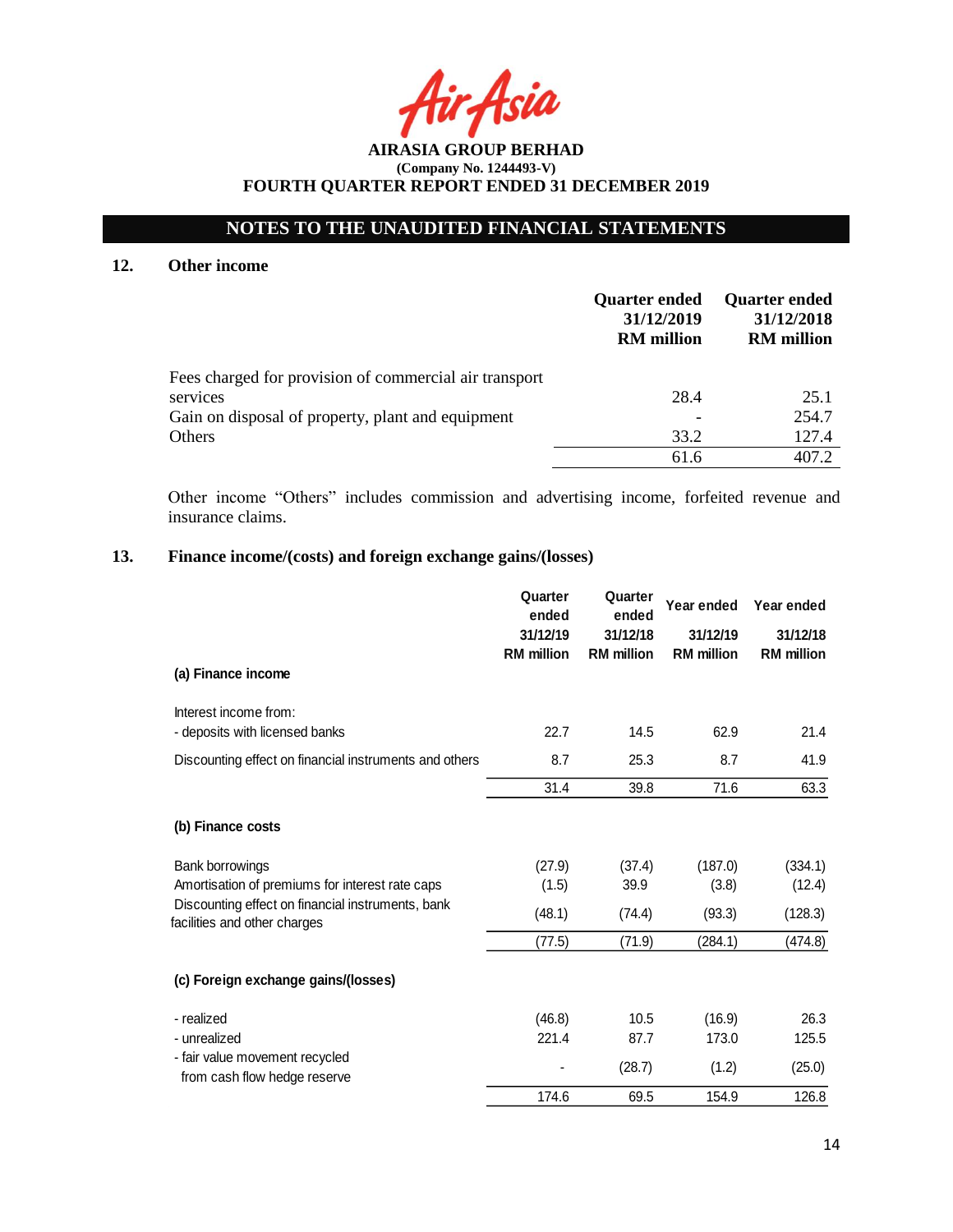**AIRASIA GROUP BERHAD**
**(Company No. 1244493-V)**
**FOURTH QUARTER REPORT ENDED 31 DECEMBER 2019**

## NOTES TO THE UNAUDITED FINANCIAL STATEMENTS

### 12. Other income

| | Quarter ended 31/12/2019 RM million | Quarter ended 31/12/2018 RM million |
|---|---|---|
| Fees charged for provision of commercial air transport services | 28.4 | 25.1 |
| Gain on disposal of property, plant and equipment | - | 254.7 |
| Others | 33.2 | 127.4 |
| | 61.6 | 407.2 |

Other income "Others" includes commission and advertising income, forfeited revenue and insurance claims.

### 13. Finance income/(costs) and foreign exchange gains/(losses)

| | Quarter ended 31/12/19 RM million | Quarter ended 31/12/18 RM million | Year ended 31/12/19 RM million | Year ended 31/12/18 RM million |
|---|---|---|---|---|
| **(a) Finance income** | | | | |
| Interest income from: | | | | |
| - deposits with licensed banks | 22.7 | 14.5 | 62.9 | 21.4 |
| Discounting effect on financial instruments and others | 8.7 | 25.3 | 8.7 | 41.9 |
| | 31.4 | 39.8 | 71.6 | 63.3 |
| **(b) Finance costs** | | | | |
| Bank borrowings | (27.9) | (37.4) | (187.0) | (334.1) |
| Amortisation of premiums for interest rate caps | (1.5) | 39.9 | (3.8) | (12.4) |
| Discounting effect on financial instruments, bank facilities and other charges | (48.1) | (74.4) | (93.3) | (128.3) |
| | (77.5) | (71.9) | (284.1) | (474.8) |
| **(c) Foreign exchange gains/(losses)** | | | | |
| - realized | (46.8) | 10.5 | (16.9) | 26.3 |
| - unrealized | 221.4 | 87.7 | 173.0 | 125.5 |
| - fair value movement recycled from cash flow hedge reserve | - | (28.7) | (1.2) | (25.0) |
| | 174.6 | 69.5 | 154.9 | 126.8 |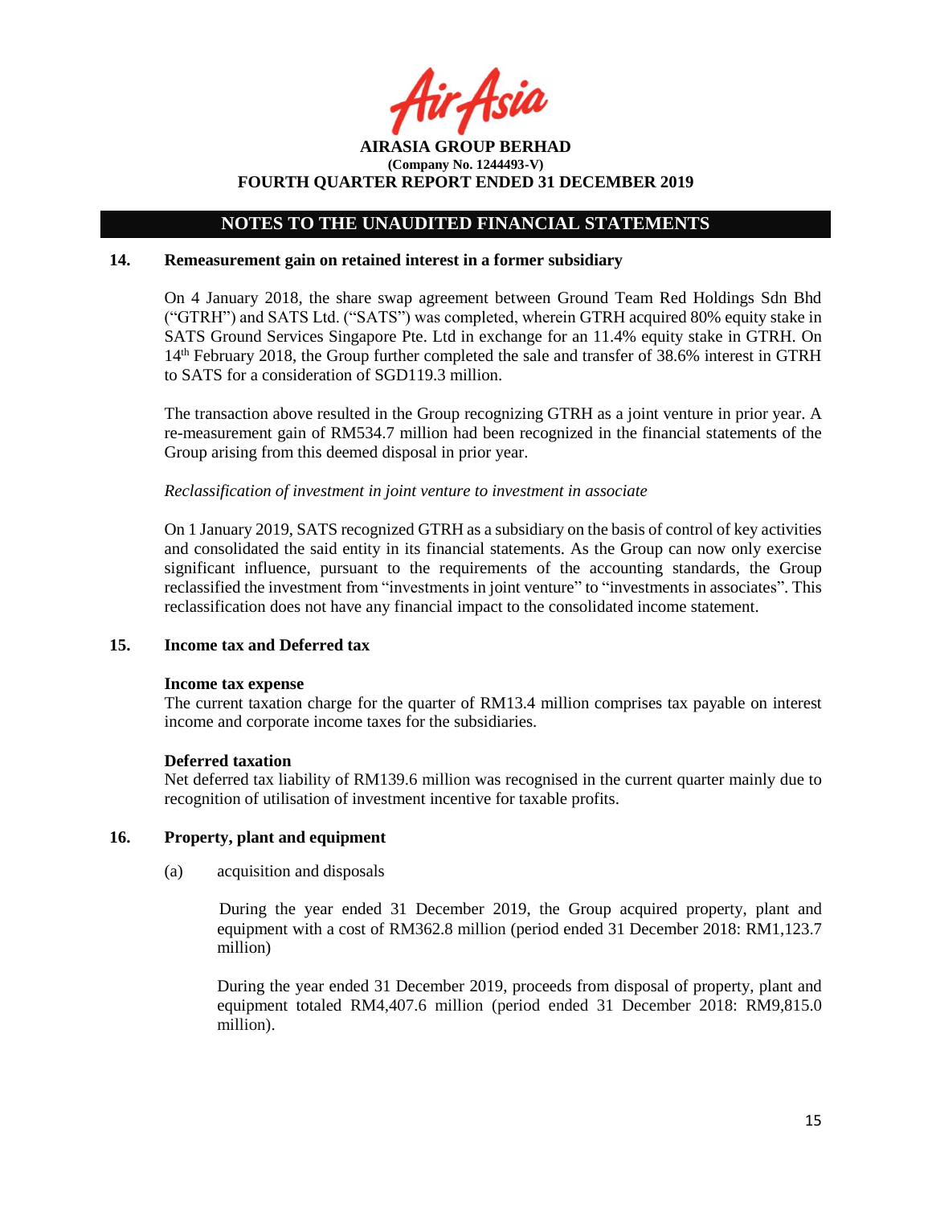# NOTES TO THE UNAUDITED FINANCIAL STATEMENTS

## 14. Remeasurement gain on retained interest in a former subsidiary

On 4 January 2018, the share swap agreement between Ground Team Red Holdings Sdn Bhd ("GTRH") and SATS Ltd. ("SATS") was completed, wherein GTRH acquired 80% equity stake in SATS Ground Services Singapore Pte. Ltd in exchange for an 11.4% equity stake in GTRH. On 14th February 2018, the Group further completed the sale and transfer of 38.6% interest in GTRH to SATS for a consideration of SGD119.3 million.

The transaction above resulted in the Group recognizing GTRH as a joint venture in prior year. A re-measurement gain of RM534.7 million had been recognized in the financial statements of the Group arising from this deemed disposal in prior year.

*Reclassification of investment in joint venture to investment in associate*

On 1 January 2019, SATS recognized GTRH as a subsidiary on the basis of control of key activities and consolidated the said entity in its financial statements. As the Group can now only exercise significant influence, pursuant to the requirements of the accounting standards, the Group reclassified the investment from "investments in joint venture" to "investments in associates". This reclassification does not have any financial impact to the consolidated income statement.

## 15. Income tax and Deferred tax

**Income tax expense**

The current taxation charge for the quarter of RM13.4 million comprises tax payable on interest income and corporate income taxes for the subsidiaries.

**Deferred taxation**

Net deferred tax liability of RM139.6 million was recognised in the current quarter mainly due to recognition of utilisation of investment incentive for taxable profits.

## 16. Property, plant and equipment

(a) acquisition and disposals

During the year ended 31 December 2019, the Group acquired property, plant and equipment with a cost of RM362.8 million (period ended 31 December 2018: RM1,123.7 million)

During the year ended 31 December 2019, proceeds from disposal of property, plant and equipment totaled RM4,407.6 million (period ended 31 December 2018: RM9,815.0 million).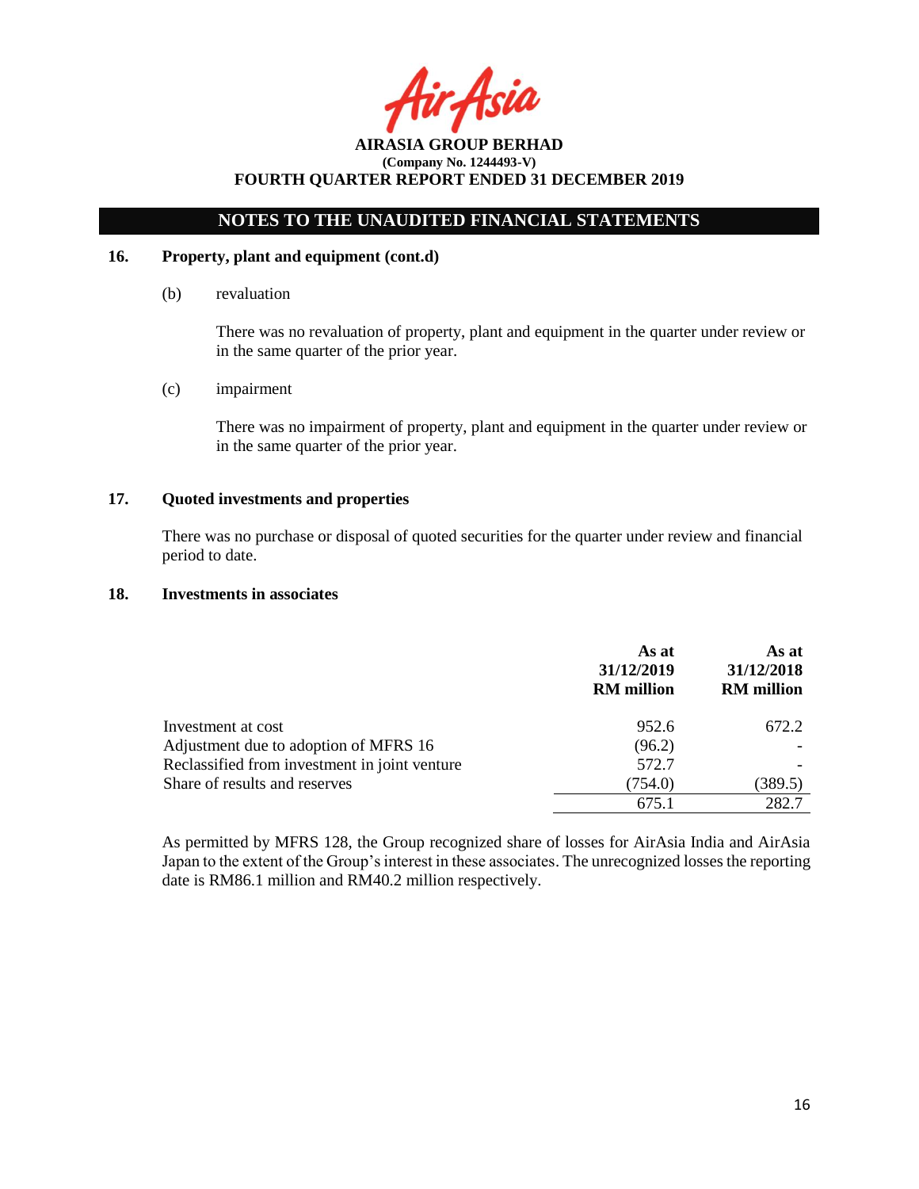## NOTES TO THE UNAUDITED FINANCIAL STATEMENTS

### 16. Property, plant and equipment (cont.d)

(b) revaluation

There was no revaluation of property, plant and equipment in the quarter under review or in the same quarter of the prior year.

(c) impairment

There was no impairment of property, plant and equipment in the quarter under review or in the same quarter of the prior year.

### 17. Quoted investments and properties

There was no purchase or disposal of quoted securities for the quarter under review and financial period to date.

### 18. Investments in associates

| | As at 31/12/2019 RM million | As at 31/12/2018 RM million |
|---|---|---|
| Investment at cost | 952.6 | 672.2 |
| Adjustment due to adoption of MFRS 16 | (96.2) | - |
| Reclassified from investment in joint venture | 572.7 | - |
| Share of results and reserves | (754.0) | (389.5) |
| | 675.1 | 282.7 |

As permitted by MFRS 128, the Group recognized share of losses for AirAsia India and AirAsia Japan to the extent of the Group's interest in these associates. The unrecognized losses the reporting date is RM86.1 million and RM40.2 million respectively.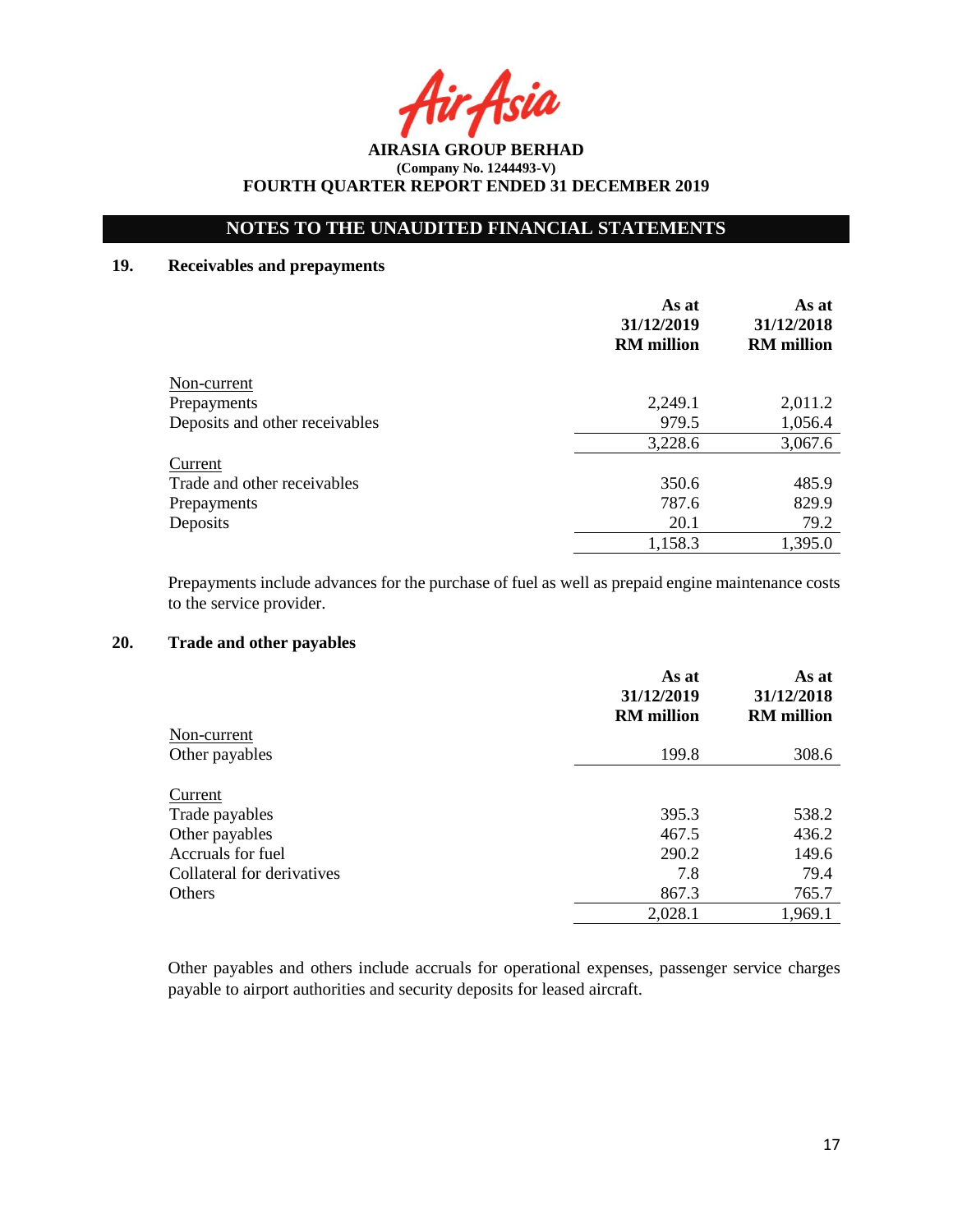## 19. Receivables and prepayments

| | As at 31/12/2019 RM million | As at 31/12/2018 RM million |
|---|---|---|
| Non-current | | |
| Prepayments | 2,249.1 | 2,011.2 |
| Deposits and other receivables | 979.5 | 1,056.4 |
| | 3,228.6 | 3,067.6 |
| Current | | |
| Trade and other receivables | 350.6 | 485.9 |
| Prepayments | 787.6 | 829.9 |
| Deposits | 20.1 | 79.2 |
| | 1,158.3 | 1,395.0 |

Prepayments include advances for the purchase of fuel as well as prepaid engine maintenance costs to the service provider.

## 20. Trade and other payables

| | As at 31/12/2019 RM million | As at 31/12/2018 RM million |
|---|---|---|
| Non-current | | |
| Other payables | 199.8 | 308.6 |
| Current | | |
| Trade payables | 395.3 | 538.2 |
| Other payables | 467.5 | 436.2 |
| Accruals for fuel | 290.2 | 149.6 |
| Collateral for derivatives | 7.8 | 79.4 |
| Others | 867.3 | 765.7 |
| | 2,028.1 | 1,969.1 |

Other payables and others include accruals for operational expenses, passenger service charges payable to airport authorities and security deposits for leased aircraft.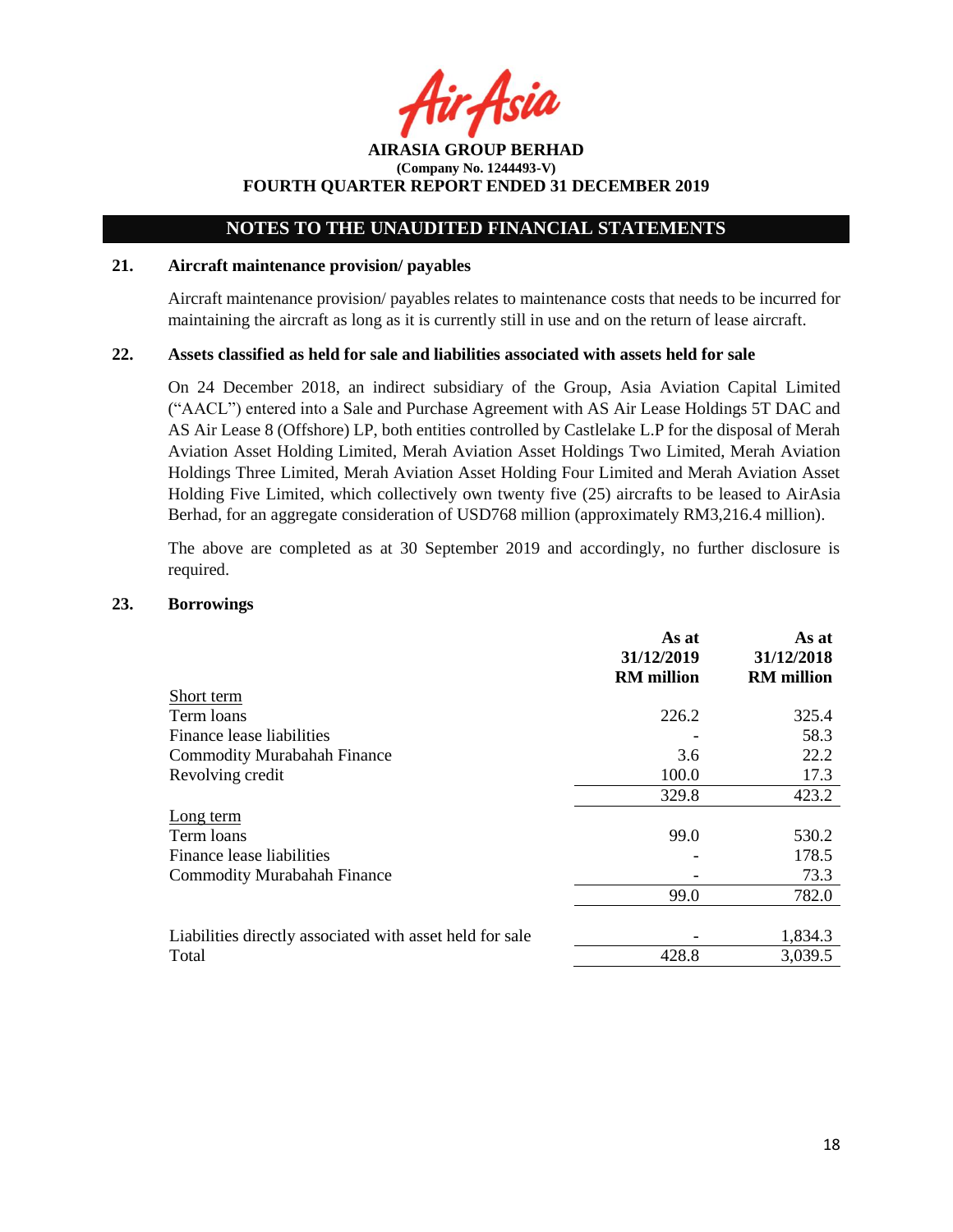## NOTES TO THE UNAUDITED FINANCIAL STATEMENTS

### 21. Aircraft maintenance provision/ payables

Aircraft maintenance provision/ payables relates to maintenance costs that needs to be incurred for maintaining the aircraft as long as it is currently still in use and on the return of lease aircraft.

### 22. Assets classified as held for sale and liabilities associated with assets held for sale

On 24 December 2018, an indirect subsidiary of the Group, Asia Aviation Capital Limited ("AACL") entered into a Sale and Purchase Agreement with AS Air Lease Holdings 5T DAC and AS Air Lease 8 (Offshore) LP, both entities controlled by Castlelake L.P for the disposal of Merah Aviation Asset Holding Limited, Merah Aviation Asset Holdings Two Limited, Merah Aviation Holdings Three Limited, Merah Aviation Asset Holding Four Limited and Merah Aviation Asset Holding Five Limited, which collectively own twenty five (25) aircrafts to be leased to AirAsia Berhad, for an aggregate consideration of USD768 million (approximately RM3,216.4 million).

The above are completed as at 30 September 2019 and accordingly, no further disclosure is required.

### 23. Borrowings

| | As at 31/12/2019 RM million | As at 31/12/2018 RM million |
|---|---|---|
| Short term | | |
| Term loans | 226.2 | 325.4 |
| Finance lease liabilities | - | 58.3 |
| Commodity Murabahah Finance | 3.6 | 22.2 |
| Revolving credit | 100.0 | 17.3 |
| | 329.8 | 423.2 |
| Long term | | |
| Term loans | 99.0 | 530.2 |
| Finance lease liabilities | - | 178.5 |
| Commodity Murabahah Finance | - | 73.3 |
| | 99.0 | 782.0 |
| Liabilities directly associated with asset held for sale | - | 1,834.3 |
| Total | 428.8 | 3,039.5 |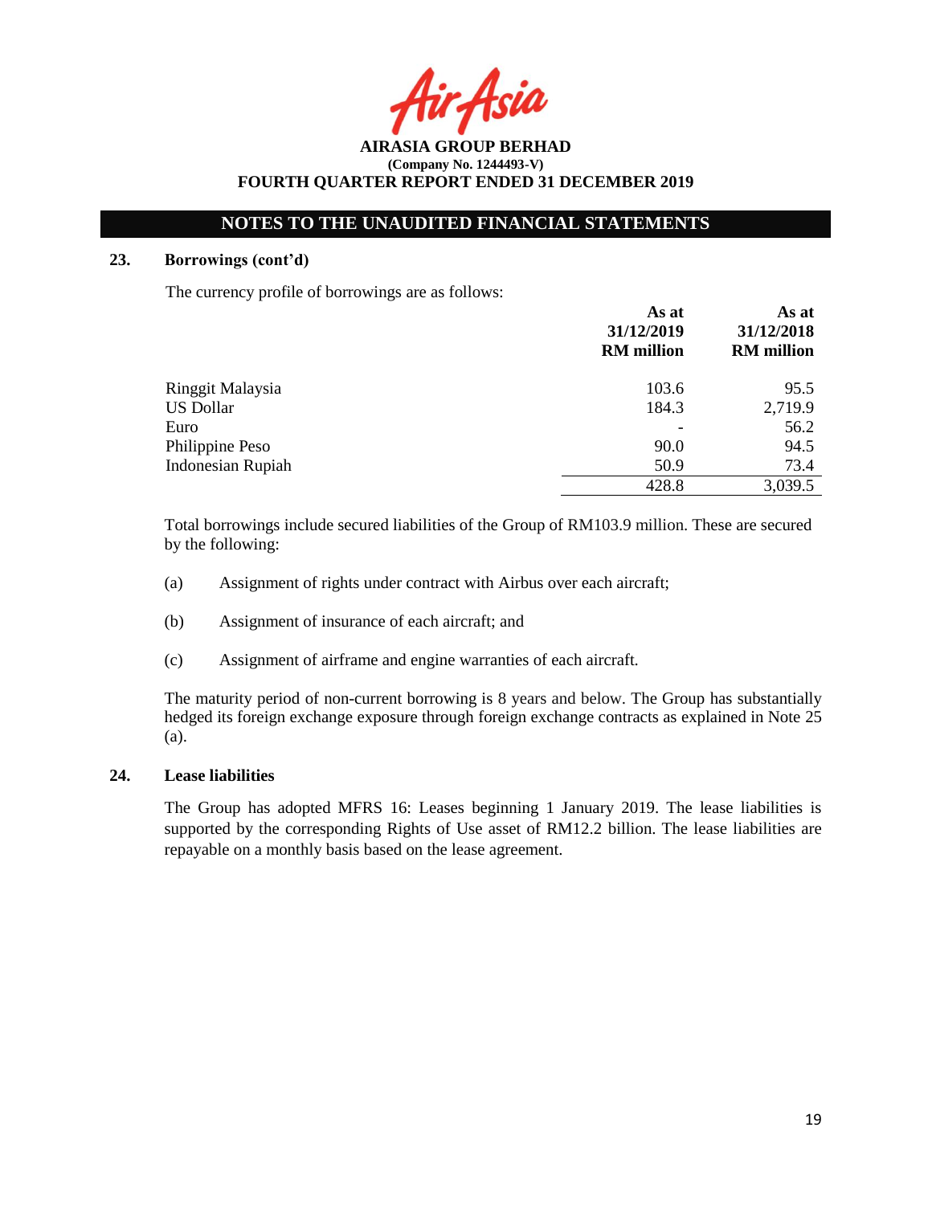# AIRASIA GROUP BERHAD

**(Company No. 1244493-V)**

**FOURTH QUARTER REPORT ENDED 31 DECEMBER 2019**

## NOTES TO THE UNAUDITED FINANCIAL STATEMENTS

### 23. Borrowings (cont'd)

The currency profile of borrowings are as follows:

| | As at 31/12/2019 RM million | As at 31/12/2018 RM million |
|---|---|---|
| Ringgit Malaysia | 103.6 | 95.5 |
| US Dollar | 184.3 | 2,719.9 |
| Euro | - | 56.2 |
| Philippine Peso | 90.0 | 94.5 |
| Indonesian Rupiah | 50.9 | 73.4 |
| | 428.8 | 3,039.5 |

Total borrowings include secured liabilities of the Group of RM103.9 million. These are secured by the following:

(a) Assignment of rights under contract with Airbus over each aircraft;

(b) Assignment of insurance of each aircraft; and

(c) Assignment of airframe and engine warranties of each aircraft.

The maturity period of non-current borrowing is 8 years and below. The Group has substantially hedged its foreign exchange exposure through foreign exchange contracts as explained in Note 25 (a).

### 24. Lease liabilities

The Group has adopted MFRS 16: Leases beginning 1 January 2019. The lease liabilities is supported by the corresponding Rights of Use asset of RM12.2 billion. The lease liabilities are repayable on a monthly basis based on the lease agreement.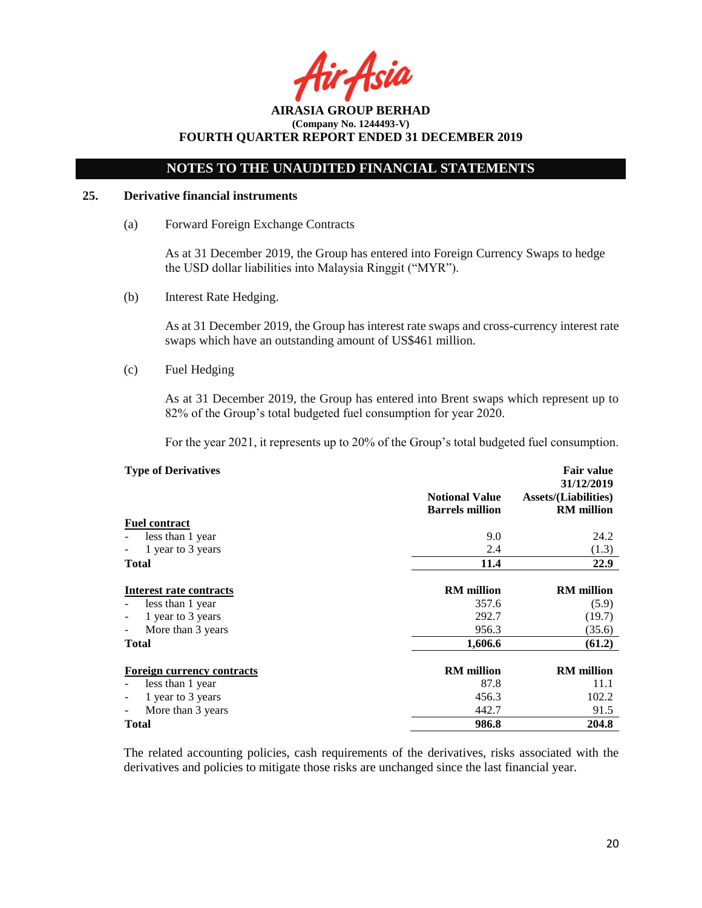## NOTES TO THE UNAUDITED FINANCIAL STATEMENTS

### 25. Derivative financial instruments

(a) Forward Foreign Exchange Contracts

As at 31 December 2019, the Group has entered into Foreign Currency Swaps to hedge the USD dollar liabilities into Malaysia Ringgit ("MYR").

(b) Interest Rate Hedging.

As at 31 December 2019, the Group has interest rate swaps and cross-currency interest rate swaps which have an outstanding amount of US$461 million.

(c) Fuel Hedging

As at 31 December 2019, the Group has entered into Brent swaps which represent up to 82% of the Group's total budgeted fuel consumption for year 2020.

For the year 2021, it represents up to 20% of the Group's total budgeted fuel consumption.

| **Type of Derivatives** | **Notional Value Barrels million** | **Fair value 31/12/2019 Assets/(Liabilities) RM million** |
|---|---|---|
| **Fuel contract** | | |
| - less than 1 year | 9.0 | 24.2 |
| - 1 year to 3 years | 2.4 | (1.3) |
| **Total** | **11.4** | **22.9** |
| | | |
| **Interest rate contracts** | **RM million** | **RM million** |
| - less than 1 year | 357.6 | (5.9) |
| - 1 year to 3 years | 292.7 | (19.7) |
| - More than 3 years | 956.3 | (35.6) |
| **Total** | **1,606.6** | **(61.2)** |
| | | |
| **Foreign currency contracts** | **RM million** | **RM million** |
| - less than 1 year | 87.8 | 11.1 |
| - 1 year to 3 years | 456.3 | 102.2 |
| - More than 3 years | 442.7 | 91.5 |
| **Total** | **986.8** | **204.8** |

The related accounting policies, cash requirements of the derivatives, risks associated with the derivatives and policies to mitigate those risks are unchanged since the last financial year.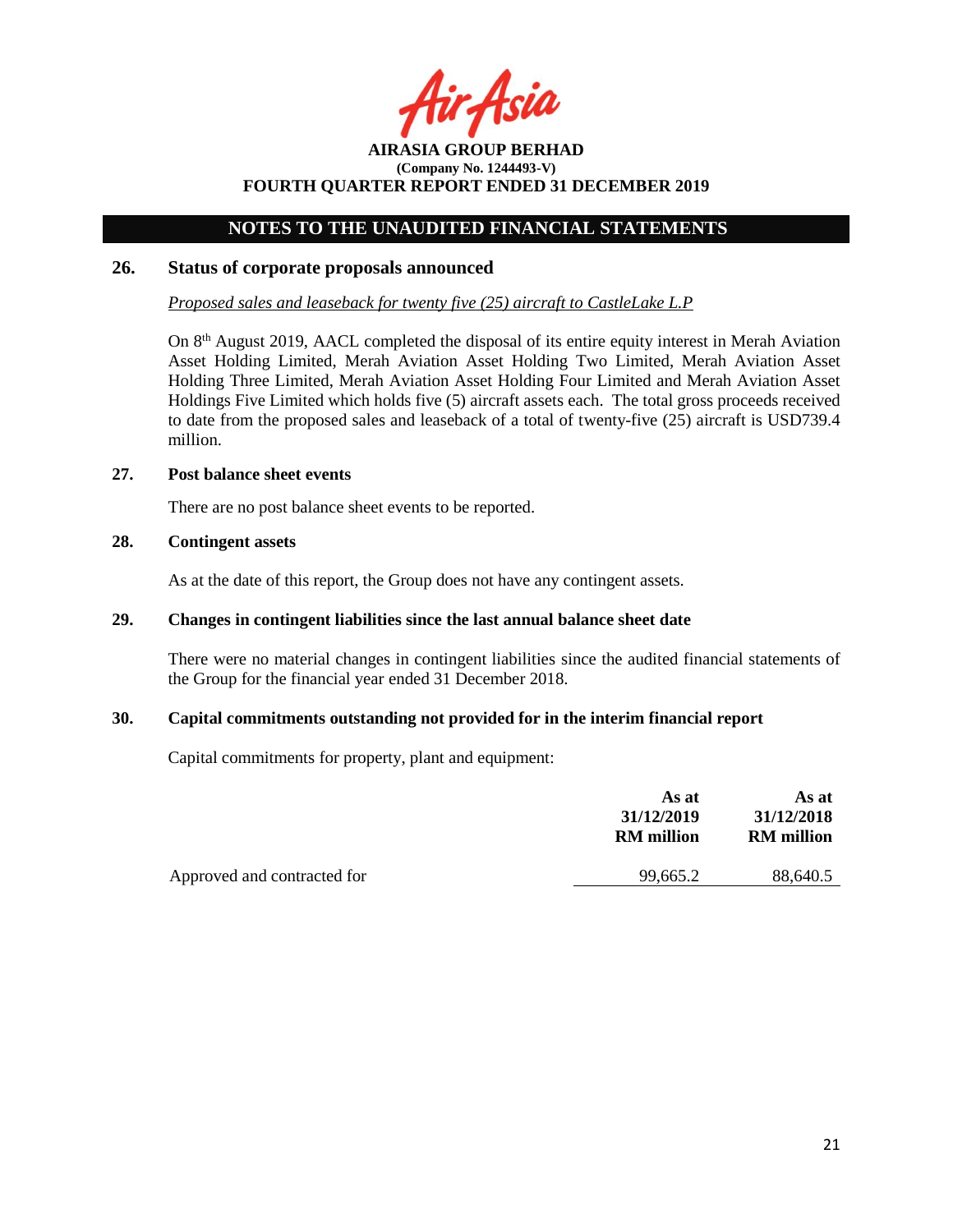## NOTES TO THE UNAUDITED FINANCIAL STATEMENTS

### 26. Status of corporate proposals announced

*Proposed sales and leaseback for twenty five (25) aircraft to CastleLake L.P*

On 8th August 2019, AACL completed the disposal of its entire equity interest in Merah Aviation Asset Holding Limited, Merah Aviation Asset Holding Two Limited, Merah Aviation Asset Holding Three Limited, Merah Aviation Asset Holding Four Limited and Merah Aviation Asset Holdings Five Limited which holds five (5) aircraft assets each. The total gross proceeds received to date from the proposed sales and leaseback of a total of twenty-five (25) aircraft is USD739.4 million.

### 27. Post balance sheet events

There are no post balance sheet events to be reported.

### 28. Contingent assets

As at the date of this report, the Group does not have any contingent assets.

### 29. Changes in contingent liabilities since the last annual balance sheet date

There were no material changes in contingent liabilities since the audited financial statements of the Group for the financial year ended 31 December 2018.

### 30. Capital commitments outstanding not provided for in the interim financial report

Capital commitments for property, plant and equipment:

| | As at 31/12/2019 RM million | As at 31/12/2018 RM million |
|---|---|---|
| Approved and contracted for | 99,665.2 | 88,640.5 |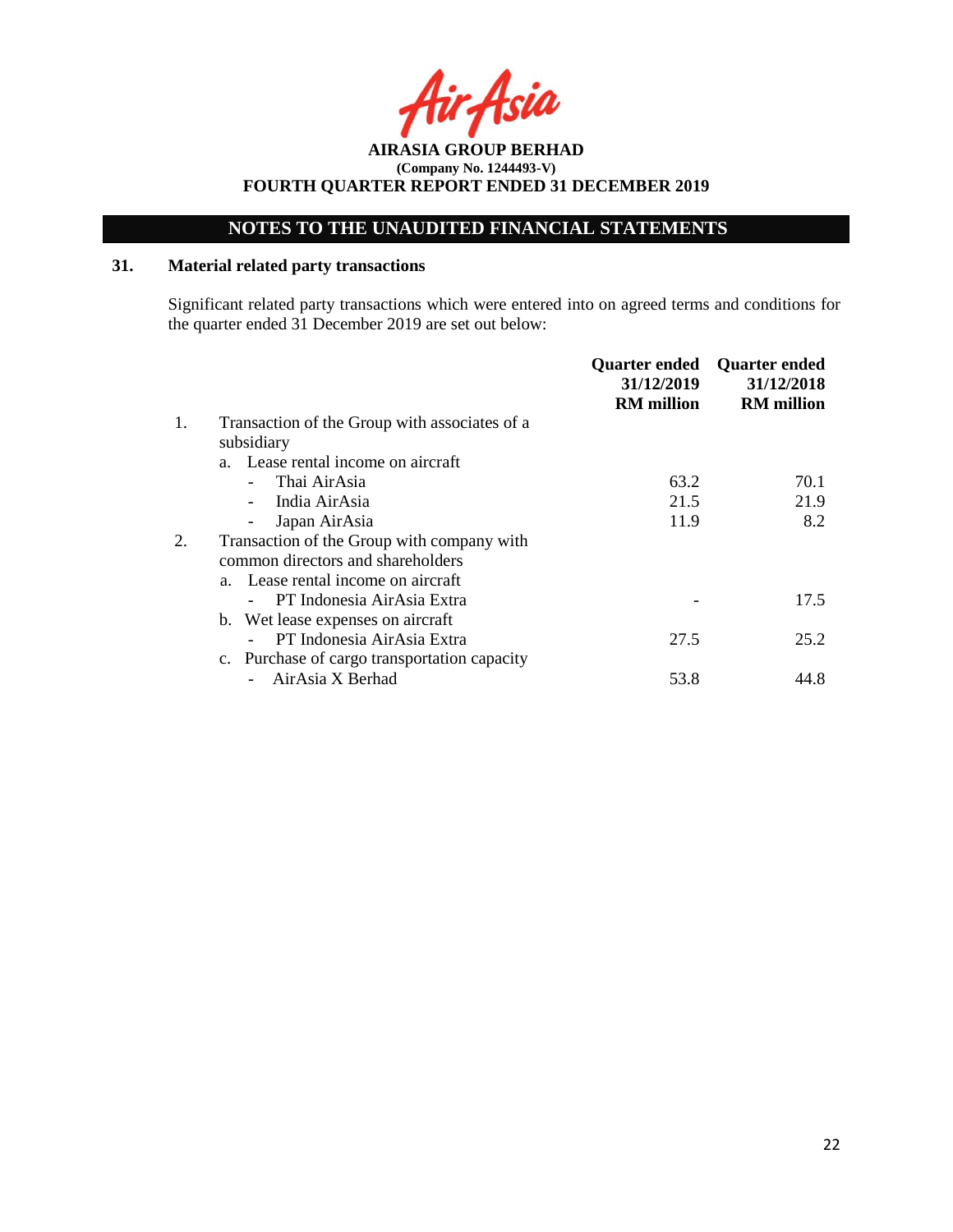**AIRASIA GROUP BERHAD**
**(Company No. 1244493-V)**
**FOURTH QUARTER REPORT ENDED 31 DECEMBER 2019**

## NOTES TO THE UNAUDITED FINANCIAL STATEMENTS

### 31. Material related party transactions

Significant related party transactions which were entered into on agreed terms and conditions for the quarter ended 31 December 2019 are set out below:

| | | Quarter ended 31/12/2019 RM million | Quarter ended 31/12/2018 RM million |
|---|---|---|---|
| 1. | Transaction of the Group with associates of a subsidiary | | |
| | a. Lease rental income on aircraft | | |
| | - Thai AirAsia | 63.2 | 70.1 |
| | - India AirAsia | 21.5 | 21.9 |
| | - Japan AirAsia | 11.9 | 8.2 |
| 2. | Transaction of the Group with company with common directors and shareholders | | |
| | a. Lease rental income on aircraft | | |
| | - PT Indonesia AirAsia Extra | - | 17.5 |
| | b. Wet lease expenses on aircraft | | |
| | - PT Indonesia AirAsia Extra | 27.5 | 25.2 |
| | c. Purchase of cargo transportation capacity | | |
| | - AirAsia X Berhad | 53.8 | 44.8 |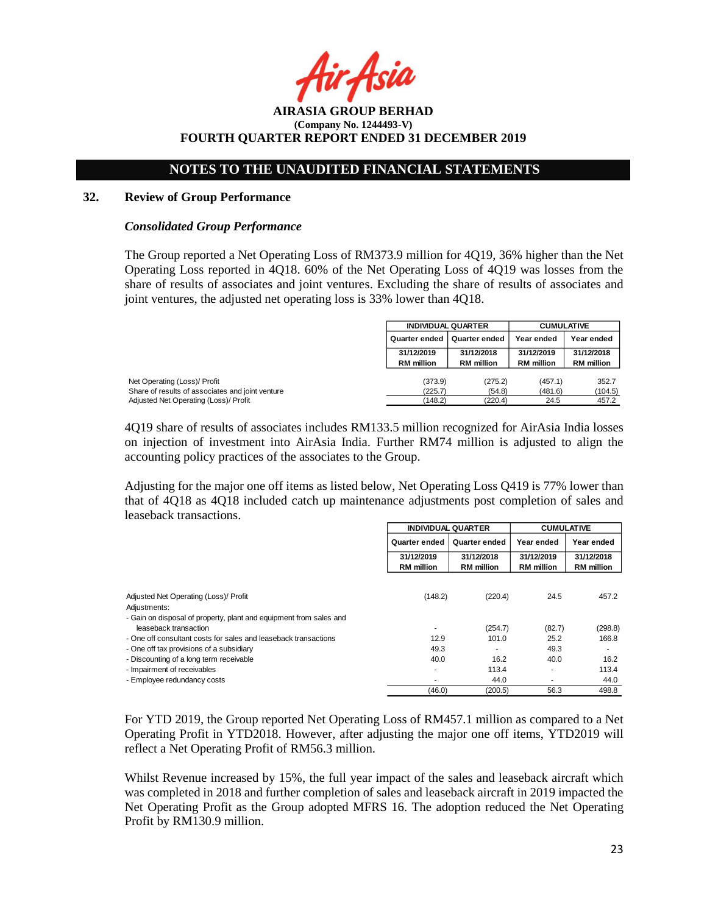# NOTES TO THE UNAUDITED FINANCIAL STATEMENTS

## 32. Review of Group Performance

### *Consolidated Group Performance*

The Group reported a Net Operating Loss of RM373.9 million for 4Q19, 36% higher than the Net Operating Loss reported in 4Q18. 60% of the Net Operating Loss of 4Q19 was losses from the share of results of associates and joint ventures. Excluding the share of results of associates and joint ventures, the adjusted net operating loss is 33% lower than 4Q18.

| | INDIVIDUAL QUARTER | | CUMULATIVE | |
|---|---|---|---|---|
| | Quarter ended | Quarter ended | Year ended | Year ended |
| | 31/12/2019 RM million | 31/12/2018 RM million | 31/12/2019 RM million | 31/12/2018 RM million |
| Net Operating (Loss)/ Profit | (373.9) | (275.2) | (457.1) | 352.7 |
| Share of results of associates and joint venture | (225.7) | (54.8) | (481.6) | (104.5) |
| Adjusted Net Operating (Loss)/ Profit | (148.2) | (220.4) | 24.5 | 457.2 |

4Q19 share of results of associates includes RM133.5 million recognized for AirAsia India losses on injection of investment into AirAsia India. Further RM74 million is adjusted to align the accounting policy practices of the associates to the Group.

Adjusting for the major one off items as listed below, Net Operating Loss Q419 is 77% lower than that of 4Q18 as 4Q18 included catch up maintenance adjustments post completion of sales and leaseback transactions.

| | INDIVIDUAL QUARTER | | CUMULATIVE | |
|---|---|---|---|---|
| | Quarter ended | Quarter ended | Year ended | Year ended |
| | 31/12/2019 RM million | 31/12/2018 RM million | 31/12/2019 RM million | 31/12/2018 RM million |
| Adjusted Net Operating (Loss)/ Profit | (148.2) | (220.4) | 24.5 | 457.2 |
| Adjustments: | | | | |
| - Gain on disposal of property, plant and equipment from sales and leaseback transaction | - | (254.7) | (82.7) | (298.8) |
| - One off consultant costs for sales and leaseback transactions | 12.9 | 101.0 | 25.2 | 166.8 |
| - One off tax provisions of a subsidiary | 49.3 | - | 49.3 | - |
| - Discounting of a long term receivable | 40.0 | 16.2 | 40.0 | 16.2 |
| - Impairment of receivables | - | 113.4 | - | 113.4 |
| - Employee redundancy costs | - | 44.0 | - | 44.0 |
| | (46.0) | (200.5) | 56.3 | 498.8 |

For YTD 2019, the Group reported Net Operating Loss of RM457.1 million as compared to a Net Operating Profit in YTD2018. However, after adjusting the major one off items, YTD2019 will reflect a Net Operating Profit of RM56.3 million.

Whilst Revenue increased by 15%, the full year impact of the sales and leaseback aircraft which was completed in 2018 and further completion of sales and leaseback aircraft in 2019 impacted the Net Operating Profit as the Group adopted MFRS 16. The adoption reduced the Net Operating Profit by RM130.9 million.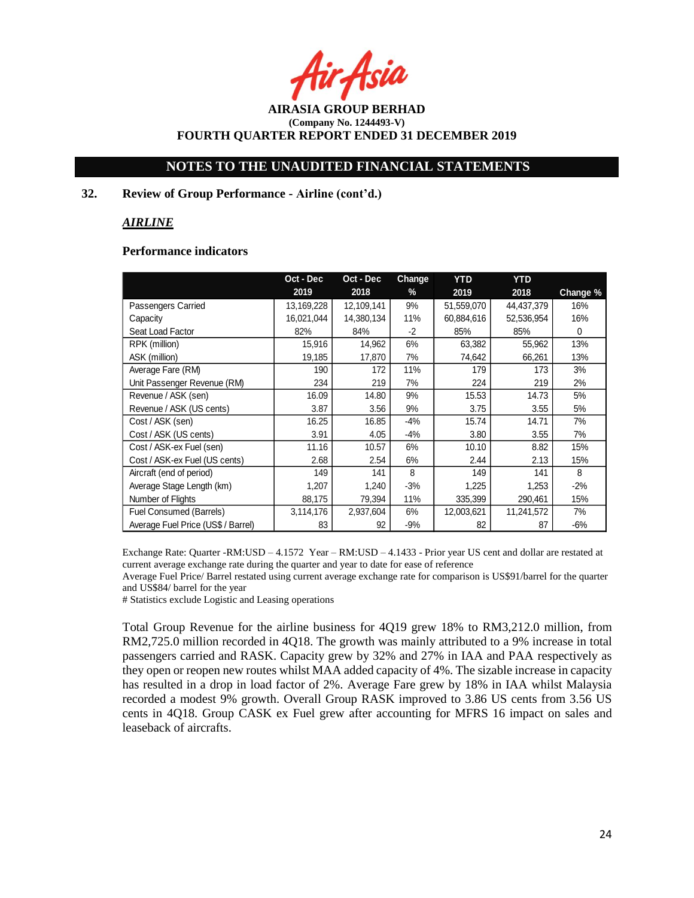AIRASIA GROUP BERHAD
(Company No. 1244493-V)
FOURTH QUARTER REPORT ENDED 31 DECEMBER 2019

## NOTES TO THE UNAUDITED FINANCIAL STATEMENTS

### 32. Review of Group Performance - Airline (cont'd.)

***AIRLINE***

**Performance indicators**

| | Oct - Dec 2019 | Oct - Dec 2018 | Change % | YTD 2019 | YTD 2018 | Change % |
|---|---|---|---|---|---|---|
| Passengers Carried | 13,169,228 | 12,109,141 | 9% | 51,559,070 | 44,437,379 | 16% |
| Capacity | 16,021,044 | 14,380,134 | 11% | 60,884,616 | 52,536,954 | 16% |
| Seat Load Factor | 82% | 84% | -2 | 85% | 85% | 0 |
| RPK (million) | 15,916 | 14,962 | 6% | 63,382 | 55,962 | 13% |
| ASK (million) | 19,185 | 17,870 | 7% | 74,642 | 66,261 | 13% |
| Average Fare (RM) | 190 | 172 | 11% | 179 | 173 | 3% |
| Unit Passenger Revenue (RM) | 234 | 219 | 7% | 224 | 219 | 2% |
| Revenue / ASK (sen) | 16.09 | 14.80 | 9% | 15.53 | 14.73 | 5% |
| Revenue / ASK (US cents) | 3.87 | 3.56 | 9% | 3.75 | 3.55 | 5% |
| Cost / ASK (sen) | 16.25 | 16.85 | -4% | 15.74 | 14.71 | 7% |
| Cost / ASK (US cents) | 3.91 | 4.05 | -4% | 3.80 | 3.55 | 7% |
| Cost / ASK-ex Fuel (sen) | 11.16 | 10.57 | 6% | 10.10 | 8.82 | 15% |
| Cost / ASK-ex Fuel (US cents) | 2.68 | 2.54 | 6% | 2.44 | 2.13 | 15% |
| Aircraft (end of period) | 149 | 141 | 8 | 149 | 141 | 8 |
| Average Stage Length (km) | 1,207 | 1,240 | -3% | 1,225 | 1,253 | -2% |
| Number of Flights | 88,175 | 79,394 | 11% | 335,399 | 290,461 | 15% |
| Fuel Consumed (Barrels) | 3,114,176 | 2,937,604 | 6% | 12,003,621 | 11,241,572 | 7% |
| Average Fuel Price (US$ / Barrel) | 83 | 92 | -9% | 82 | 87 | -6% |

Exchange Rate: Quarter -RM:USD – 4.1572 Year – RM:USD – 4.1433 - Prior year US cent and dollar are restated at current average exchange rate during the quarter and year to date for ease of reference

Average Fuel Price/ Barrel restated using current average exchange rate for comparison is US$91/barrel for the quarter and US$84/ barrel for the year

# Statistics exclude Logistic and Leasing operations

Total Group Revenue for the airline business for 4Q19 grew 18% to RM3,212.0 million, from RM2,725.0 million recorded in 4Q18. The growth was mainly attributed to a 9% increase in total passengers carried and RASK. Capacity grew by 32% and 27% in IAA and PAA respectively as they open or reopen new routes whilst MAA added capacity of 4%. The sizable increase in capacity has resulted in a drop in load factor of 2%. Average Fare grew by 18% in IAA whilst Malaysia recorded a modest 9% growth. Overall Group RASK improved to 3.86 US cents from 3.56 US cents in 4Q18. Group CASK ex Fuel grew after accounting for MFRS 16 impact on sales and leaseback of aircrafts.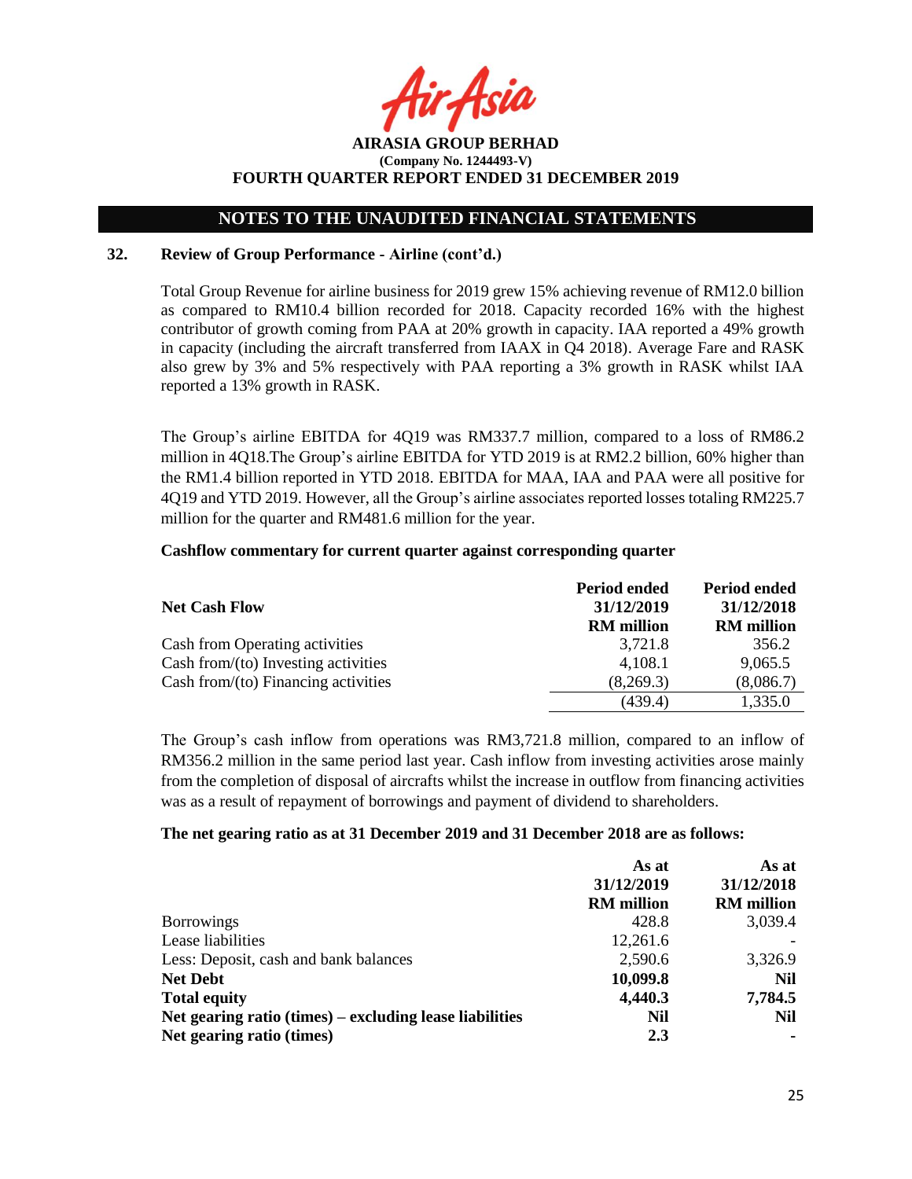**AIRASIA GROUP BERHAD**
**(Company No. 1244493-V)**
**FOURTH QUARTER REPORT ENDED 31 DECEMBER 2019**

## NOTES TO THE UNAUDITED FINANCIAL STATEMENTS

### 32. Review of Group Performance - Airline (cont'd.)

Total Group Revenue for airline business for 2019 grew 15% achieving revenue of RM12.0 billion as compared to RM10.4 billion recorded for 2018. Capacity recorded 16% with the highest contributor of growth coming from PAA at 20% growth in capacity. IAA reported a 49% growth in capacity (including the aircraft transferred from IAAX in Q4 2018). Average Fare and RASK also grew by 3% and 5% respectively with PAA reporting a 3% growth in RASK whilst IAA reported a 13% growth in RASK.

The Group's airline EBITDA for 4Q19 was RM337.7 million, compared to a loss of RM86.2 million in 4Q18.The Group's airline EBITDA for YTD 2019 is at RM2.2 billion, 60% higher than the RM1.4 billion reported in YTD 2018. EBITDA for MAA, IAA and PAA were all positive for 4Q19 and YTD 2019. However, all the Group's airline associates reported losses totaling RM225.7 million for the quarter and RM481.6 million for the year.

**Cashflow commentary for current quarter against corresponding quarter**

| **Net Cash Flow** | **Period ended 31/12/2019 RM million** | **Period ended 31/12/2018 RM million** |
|---|---|---|
| Cash from Operating activities | 3,721.8 | 356.2 |
| Cash from/(to) Investing activities | 4,108.1 | 9,065.5 |
| Cash from/(to) Financing activities | (8,269.3) | (8,086.7) |
| | (439.4) | 1,335.0 |

The Group's cash inflow from operations was RM3,721.8 million, compared to an inflow of RM356.2 million in the same period last year. Cash inflow from investing activities arose mainly from the completion of disposal of aircrafts whilst the increase in outflow from financing activities was as a result of repayment of borrowings and payment of dividend to shareholders.

**The net gearing ratio as at 31 December 2019 and 31 December 2018 are as follows:**

| | **As at 31/12/2019 RM million** | **As at 31/12/2018 RM million** |
|---|---|---|
| Borrowings | 428.8 | 3,039.4 |
| Lease liabilities | 12,261.6 | - |
| Less: Deposit, cash and bank balances | 2,590.6 | 3,326.9 |
| **Net Debt** | **10,099.8** | **Nil** |
| **Total equity** | **4,440.3** | **7,784.5** |
| **Net gearing ratio (times) – excluding lease liabilities** | **Nil** | **Nil** |
| **Net gearing ratio (times)** | **2.3** | **-** |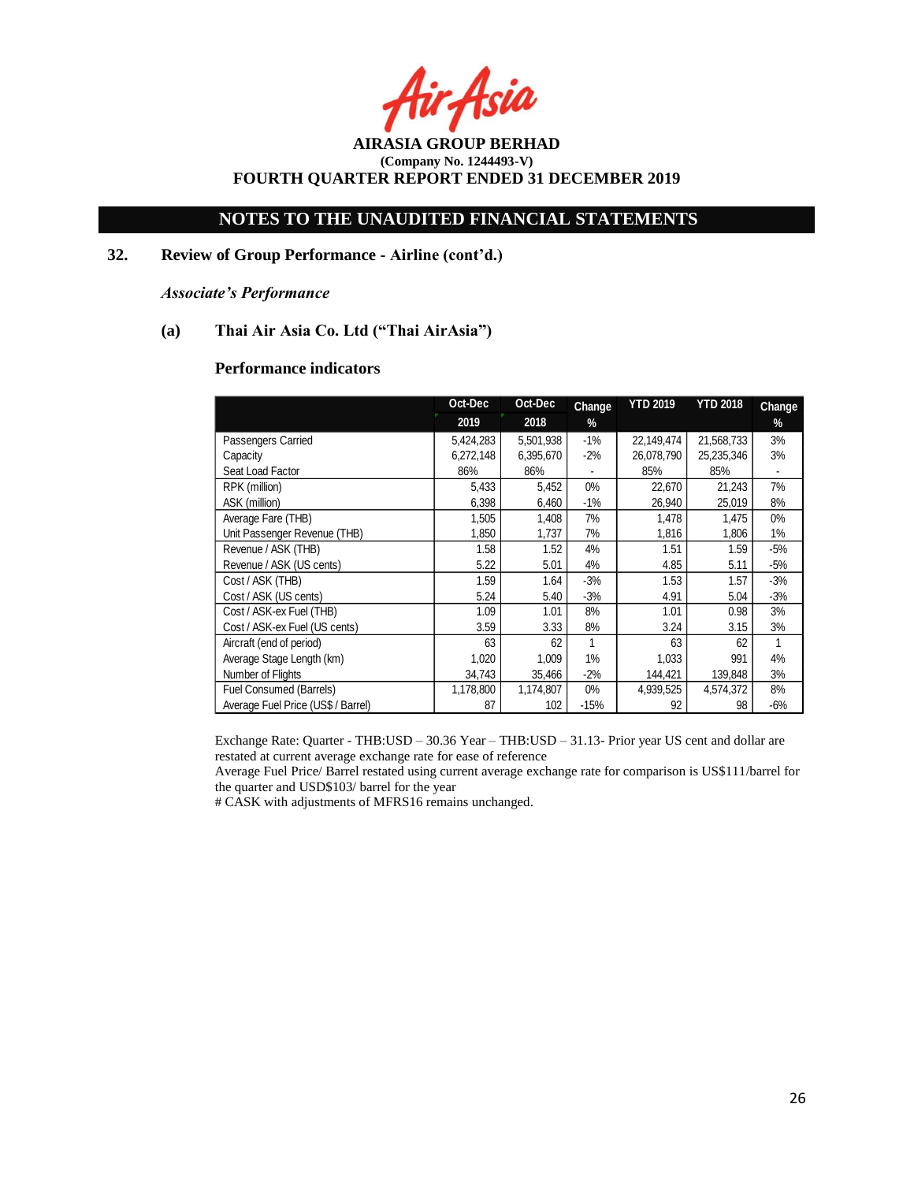# AIRASIA GROUP BERHAD

**(Company No. 1244493-V)**

**FOURTH QUARTER REPORT ENDED 31 DECEMBER 2019**

## NOTES TO THE UNAUDITED FINANCIAL STATEMENTS

### 32. Review of Group Performance - Airline (cont'd.)

***Associate's Performance***

**(a) Thai Air Asia Co. Ltd ("Thai AirAsia")**

**Performance indicators**

| | Oct-Dec 2019 | Oct-Dec 2018 | Change % | YTD 2019 | YTD 2018 | Change % |
|---|---|---|---|---|---|---|
| Passengers Carried | 5,424,283 | 5,501,938 | -1% | 22,149,474 | 21,568,733 | 3% |
| Capacity | 6,272,148 | 6,395,670 | -2% | 26,078,790 | 25,235,346 | 3% |
| Seat Load Factor | 86% | 86% | - | 85% | 85% | - |
| RPK (million) | 5,433 | 5,452 | 0% | 22,670 | 21,243 | 7% |
| ASK (million) | 6,398 | 6,460 | -1% | 26,940 | 25,019 | 8% |
| Average Fare (THB) | 1,505 | 1,408 | 7% | 1,478 | 1,475 | 0% |
| Unit Passenger Revenue (THB) | 1,850 | 1,737 | 7% | 1,816 | 1,806 | 1% |
| Revenue / ASK (THB) | 1.58 | 1.52 | 4% | 1.51 | 1.59 | -5% |
| Revenue / ASK (US cents) | 5.22 | 5.01 | 4% | 4.85 | 5.11 | -5% |
| Cost / ASK (THB) | 1.59 | 1.64 | -3% | 1.53 | 1.57 | -3% |
| Cost / ASK (US cents) | 5.24 | 5.40 | -3% | 4.91 | 5.04 | -3% |
| Cost / ASK-ex Fuel (THB) | 1.09 | 1.01 | 8% | 1.01 | 0.98 | 3% |
| Cost / ASK-ex Fuel (US cents) | 3.59 | 3.33 | 8% | 3.24 | 3.15 | 3% |
| Aircraft (end of period) | 63 | 62 | 1 | 63 | 62 | 1 |
| Average Stage Length (km) | 1,020 | 1,009 | 1% | 1,033 | 991 | 4% |
| Number of Flights | 34,743 | 35,466 | -2% | 144,421 | 139,848 | 3% |
| Fuel Consumed (Barrels) | 1,178,800 | 1,174,807 | 0% | 4,939,525 | 4,574,372 | 8% |
| Average Fuel Price (US$ / Barrel) | 87 | 102 | -15% | 92 | 98 | -6% |

Exchange Rate: Quarter - THB:USD – 30.36 Year – THB:USD – 31.13- Prior year US cent and dollar are restated at current average exchange rate for ease of reference

Average Fuel Price/ Barrel restated using current average exchange rate for comparison is US$111/barrel for the quarter and USD$103/ barrel for the year

# CASK with adjustments of MFRS16 remains unchanged.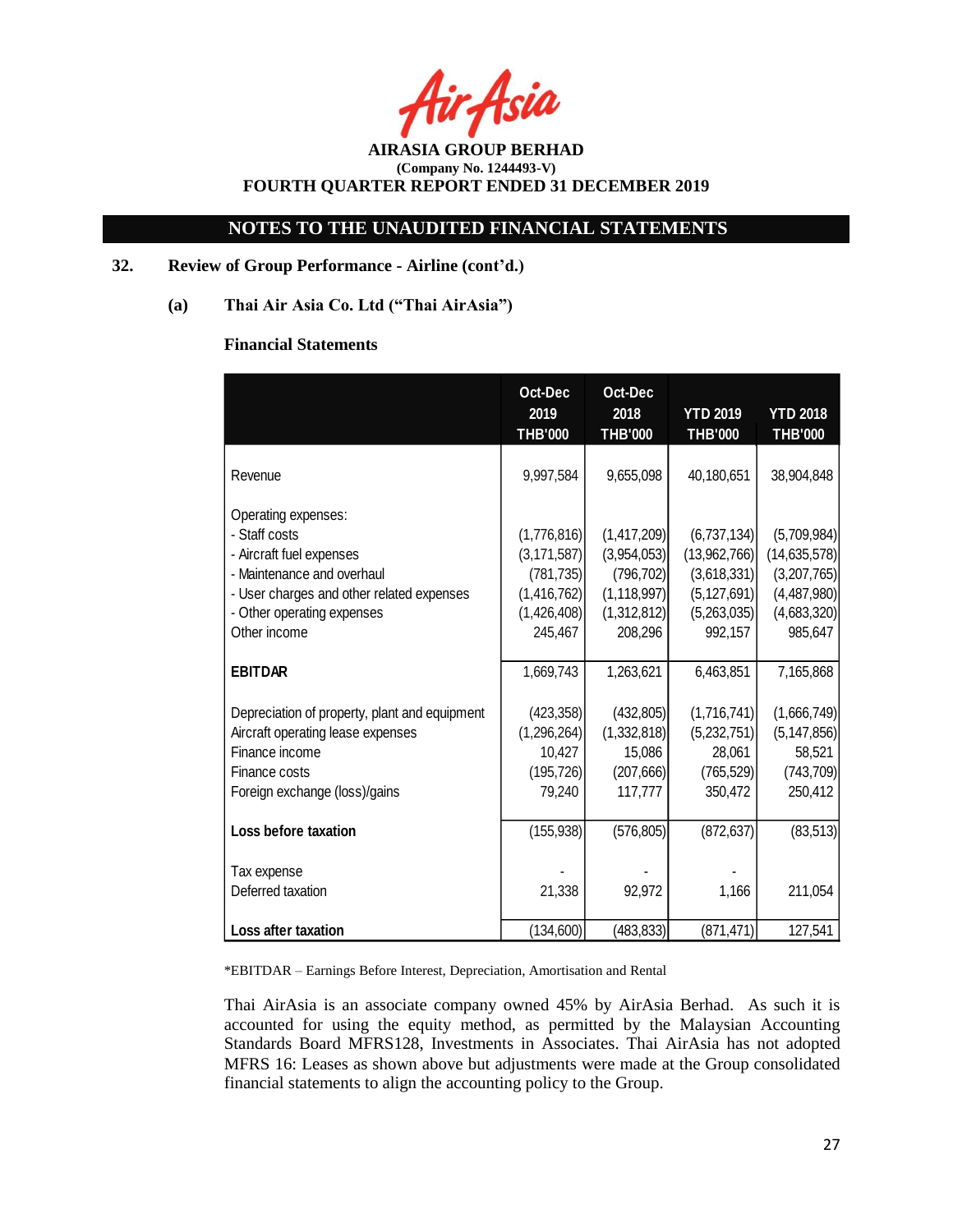**AIRASIA GROUP BERHAD**
**(Company No. 1244493-V)**
**FOURTH QUARTER REPORT ENDED 31 DECEMBER 2019**

## NOTES TO THE UNAUDITED FINANCIAL STATEMENTS

### 32. Review of Group Performance - Airline (cont'd.)

#### (a) Thai Air Asia Co. Ltd ("Thai AirAsia")

**Financial Statements**

| | Oct-Dec 2019 THB'000 | Oct-Dec 2018 THB'000 | YTD 2019 THB'000 | YTD 2018 THB'000 |
|---|---|---|---|---|
| Revenue | 9,997,584 | 9,655,098 | 40,180,651 | 38,904,848 |
| Operating expenses: | | | | |
| - Staff costs | (1,776,816) | (1,417,209) | (6,737,134) | (5,709,984) |
| - Aircraft fuel expenses | (3,171,587) | (3,954,053) | (13,962,766) | (14,635,578) |
| - Maintenance and overhaul | (781,735) | (796,702) | (3,618,331) | (3,207,765) |
| - User charges and other related expenses | (1,416,762) | (1,118,997) | (5,127,691) | (4,487,980) |
| - Other operating expenses | (1,426,408) | (1,312,812) | (5,263,035) | (4,683,320) |
| Other income | 245,467 | 208,296 | 992,157 | 985,647 |
| **EBITDAR** | 1,669,743 | 1,263,621 | 6,463,851 | 7,165,868 |
| Depreciation of property, plant and equipment | (423,358) | (432,805) | (1,716,741) | (1,666,749) |
| Aircraft operating lease expenses | (1,296,264) | (1,332,818) | (5,232,751) | (5,147,856) |
| Finance income | 10,427 | 15,086 | 28,061 | 58,521 |
| Finance costs | (195,726) | (207,666) | (765,529) | (743,709) |
| Foreign exchange (loss)/gains | 79,240 | 117,777 | 350,472 | 250,412 |
| **Loss before taxation** | (155,938) | (576,805) | (872,637) | (83,513) |
| Tax expense | - | - | - | |
| Deferred taxation | 21,338 | 92,972 | 1,166 | 211,054 |
| **Loss after taxation** | (134,600) | (483,833) | (871,471) | 127,541 |

*EBITDAR – Earnings Before Interest, Depreciation, Amortisation and Rental

Thai AirAsia is an associate company owned 45% by AirAsia Berhad. As such it is accounted for using the equity method, as permitted by the Malaysian Accounting Standards Board MFRS128, Investments in Associates. Thai AirAsia has not adopted MFRS 16: Leases as shown above but adjustments were made at the Group consolidated financial statements to align the accounting policy to the Group.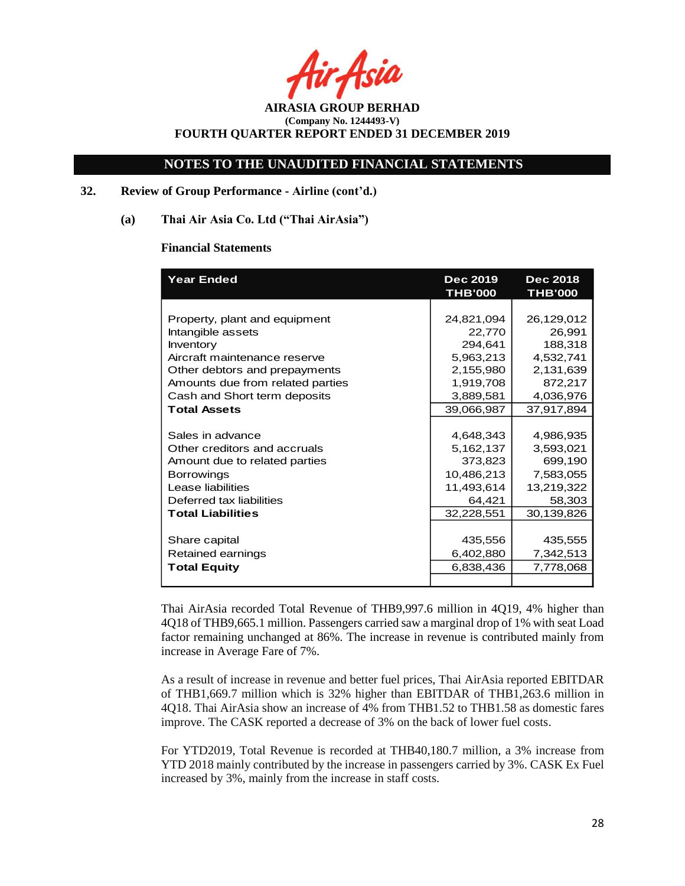**AIRASIA GROUP BERHAD**
**(Company No. 1244493-V)**
**FOURTH QUARTER REPORT ENDED 31 DECEMBER 2019**

## NOTES TO THE UNAUDITED FINANCIAL STATEMENTS

### 32. Review of Group Performance - Airline (cont'd.)

#### (a) Thai Air Asia Co. Ltd ("Thai AirAsia")

**Financial Statements**

| Year Ended | Dec 2019 THB'000 | Dec 2018 THB'000 |
|---|---|---|
| Property, plant and equipment | 24,821,094 | 26,129,012 |
| Intangible assets | 22,770 | 26,991 |
| Inventory | 294,641 | 188,318 |
| Aircraft maintenance reserve | 5,963,213 | 4,532,741 |
| Other debtors and prepayments | 2,155,980 | 2,131,639 |
| Amounts due from related parties | 1,919,708 | 872,217 |
| Cash and Short term deposits | 3,889,581 | 4,036,976 |
| **Total Assets** | 39,066,987 | 37,917,894 |
| | | |
| Sales in advance | 4,648,343 | 4,986,935 |
| Other creditors and accruals | 5,162,137 | 3,593,021 |
| Amount due to related parties | 373,823 | 699,190 |
| Borrowings | 10,486,213 | 7,583,055 |
| Lease liabilities | 11,493,614 | 13,219,322 |
| Deferred tax liabilities | 64,421 | 58,303 |
| **Total Liabilities** | 32,228,551 | 30,139,826 |
| | | |
| Share capital | 435,556 | 435,555 |
| Retained earnings | 6,402,880 | 7,342,513 |
| **Total Equity** | 6,838,436 | 7,778,068 |

Thai AirAsia recorded Total Revenue of THB9,997.6 million in 4Q19, 4% higher than 4Q18 of THB9,665.1 million. Passengers carried saw a marginal drop of 1% with seat Load factor remaining unchanged at 86%. The increase in revenue is contributed mainly from increase in Average Fare of 7%.

As a result of increase in revenue and better fuel prices, Thai AirAsia reported EBITDAR of THB1,669.7 million which is 32% higher than EBITDAR of THB1,263.6 million in 4Q18. Thai AirAsia show an increase of 4% from THB1.52 to THB1.58 as domestic fares improve. The CASK reported a decrease of 3% on the back of lower fuel costs.

For YTD2019, Total Revenue is recorded at THB40,180.7 million, a 3% increase from YTD 2018 mainly contributed by the increase in passengers carried by 3%. CASK Ex Fuel increased by 3%, mainly from the increase in staff costs.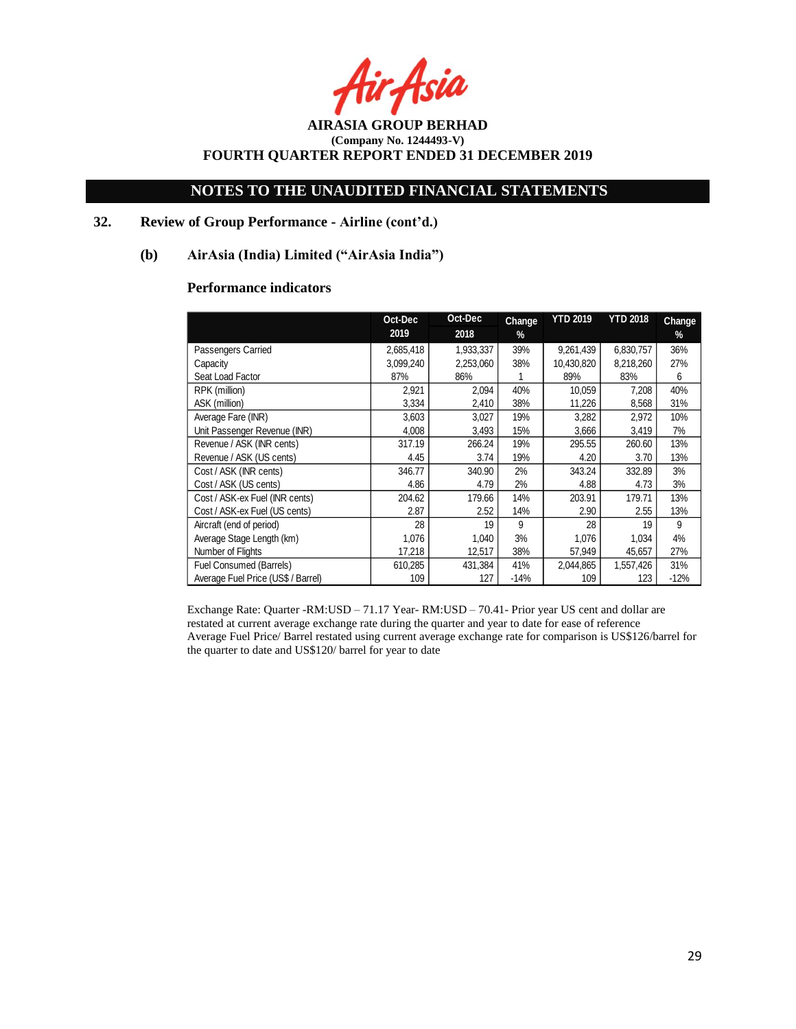# AIRASIA GROUP BERHAD

**(Company No. 1244493-V)**

**FOURTH QUARTER REPORT ENDED 31 DECEMBER 2019**

## NOTES TO THE UNAUDITED FINANCIAL STATEMENTS

### 32. Review of Group Performance - Airline (cont'd.)

#### (b) AirAsia (India) Limited ("AirAsia India")

**Performance indicators**

| | Oct-Dec 2019 | Oct-Dec 2018 | Change % | YTD 2019 | YTD 2018 | Change % |
|---|---|---|---|---|---|---|
| Passengers Carried | 2,685,418 | 1,933,337 | 39% | 9,261,439 | 6,830,757 | 36% |
| Capacity | 3,099,240 | 2,253,060 | 38% | 10,430,820 | 8,218,260 | 27% |
| Seat Load Factor | 87% | 86% | 1 | 89% | 83% | 6 |
| RPK (million) | 2,921 | 2,094 | 40% | 10,059 | 7,208 | 40% |
| ASK (million) | 3,334 | 2,410 | 38% | 11,226 | 8,568 | 31% |
| Average Fare (INR) | 3,603 | 3,027 | 19% | 3,282 | 2,972 | 10% |
| Unit Passenger Revenue (INR) | 4,008 | 3,493 | 15% | 3,666 | 3,419 | 7% |
| Revenue / ASK (INR cents) | 317.19 | 266.24 | 19% | 295.55 | 260.60 | 13% |
| Revenue / ASK (US cents) | 4.45 | 3.74 | 19% | 4.20 | 3.70 | 13% |
| Cost / ASK (INR cents) | 346.77 | 340.90 | 2% | 343.24 | 332.89 | 3% |
| Cost / ASK (US cents) | 4.86 | 4.79 | 2% | 4.88 | 4.73 | 3% |
| Cost / ASK-ex Fuel (INR cents) | 204.62 | 179.66 | 14% | 203.91 | 179.71 | 13% |
| Cost / ASK-ex Fuel (US cents) | 2.87 | 2.52 | 14% | 2.90 | 2.55 | 13% |
| Aircraft (end of period) | 28 | 19 | 9 | 28 | 19 | 9 |
| Average Stage Length (km) | 1,076 | 1,040 | 3% | 1,076 | 1,034 | 4% |
| Number of Flights | 17,218 | 12,517 | 38% | 57,949 | 45,657 | 27% |
| Fuel Consumed (Barrels) | 610,285 | 431,384 | 41% | 2,044,865 | 1,557,426 | 31% |
| Average Fuel Price (US$ / Barrel) | 109 | 127 | -14% | 109 | 123 | -12% |

Exchange Rate: Quarter -RM:USD – 71.17 Year- RM:USD – 70.41- Prior year US cent and dollar are restated at current average exchange rate during the quarter and year to date for ease of reference
Average Fuel Price/ Barrel restated using current average exchange rate for comparison is US$126/barrel for the quarter to date and US$120/ barrel for year to date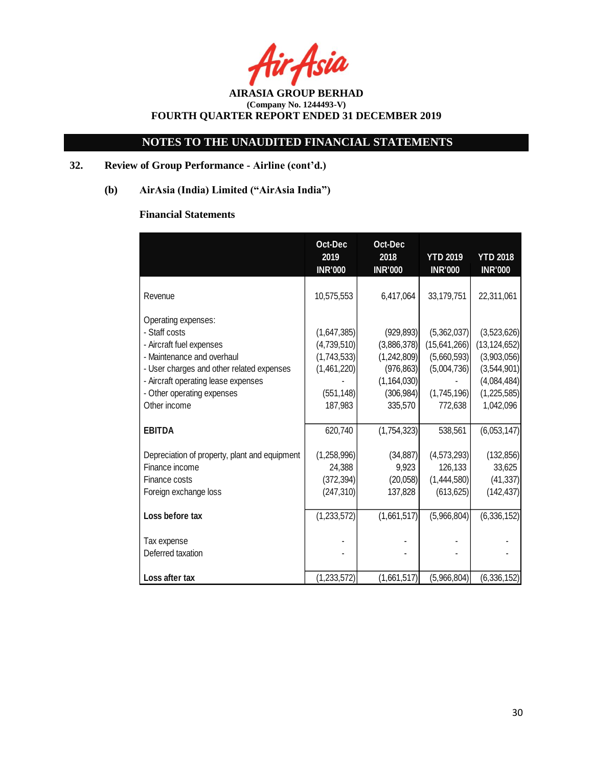AIRASIA GROUP BERHAD
(Company No. 1244493-V)
FOURTH QUARTER REPORT ENDED 31 DECEMBER 2019

## NOTES TO THE UNAUDITED FINANCIAL STATEMENTS

### 32. Review of Group Performance - Airline (cont'd.)

#### (b) AirAsia (India) Limited ("AirAsia India")

**Financial Statements**

| | Oct-Dec 2019 INR'000 | Oct-Dec 2018 INR'000 | YTD 2019 INR'000 | YTD 2018 INR'000 |
|---|---|---|---|---|
| Revenue | 10,575,553 | 6,417,064 | 33,179,751 | 22,311,061 |
| Operating expenses: | | | | |
| - Staff costs | (1,647,385) | (929,893) | (5,362,037) | (3,523,626) |
| - Aircraft fuel expenses | (4,739,510) | (3,886,378) | (15,641,266) | (13,124,652) |
| - Maintenance and overhaul | (1,743,533) | (1,242,809) | (5,660,593) | (3,903,056) |
| - User charges and other related expenses | (1,461,220) | (976,863) | (5,004,736) | (3,544,901) |
| - Aircraft operating lease expenses | - | (1,164,030) | - | (4,084,484) |
| - Other operating expenses | (551,148) | (306,984) | (1,745,196) | (1,225,585) |
| Other income | 187,983 | 335,570 | 772,638 | 1,042,096 |
| **EBITDA** | 620,740 | (1,754,323) | 538,561 | (6,053,147) |
| Depreciation of property, plant and equipment | (1,258,996) | (34,887) | (4,573,293) | (132,856) |
| Finance income | 24,388 | 9,923 | 126,133 | 33,625 |
| Finance costs | (372,394) | (20,058) | (1,444,580) | (41,337) |
| Foreign exchange loss | (247,310) | 137,828 | (613,625) | (142,437) |
| **Loss before tax** | (1,233,572) | (1,661,517) | (5,966,804) | (6,336,152) |
| Tax expense | - | - | - | - |
| Deferred taxation | - | - | - | - |
| **Loss after tax** | (1,233,572) | (1,661,517) | (5,966,804) | (6,336,152) |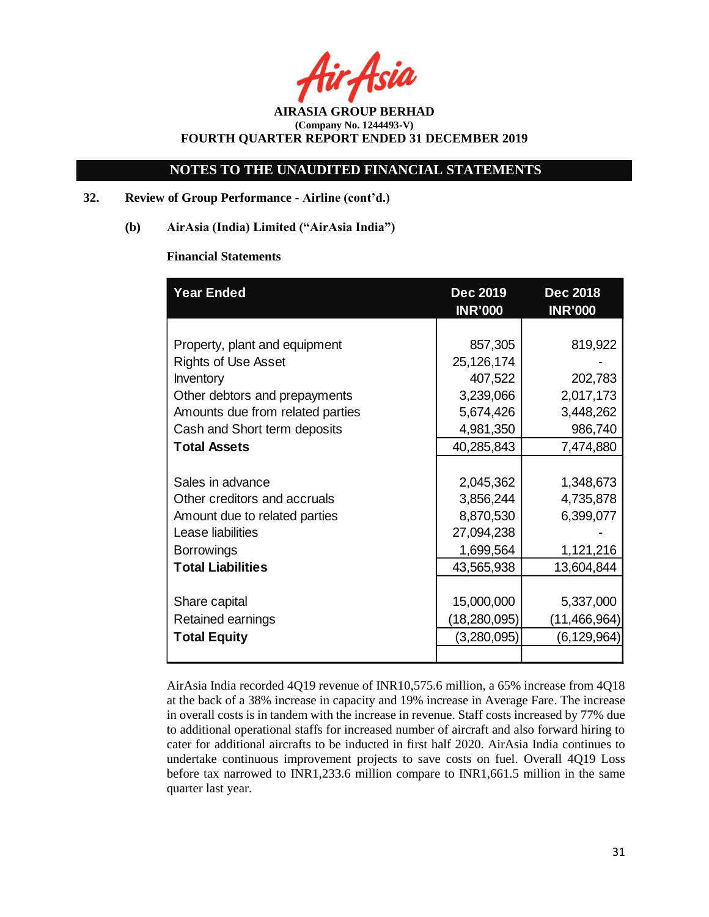AIRASIA GROUP BERHAD
(Company No. 1244493-V)
FOURTH QUARTER REPORT ENDED 31 DECEMBER 2019

## NOTES TO THE UNAUDITED FINANCIAL STATEMENTS

### 32. Review of Group Performance - Airline (cont'd.)

#### (b) AirAsia (India) Limited ("AirAsia India")

**Financial Statements**

| Year Ended | Dec 2019 INR'000 | Dec 2018 INR'000 |
|---|---|---|
| Property, plant and equipment | 857,305 | 819,922 |
| Rights of Use Asset | 25,126,174 | - |
| Inventory | 407,522 | 202,783 |
| Other debtors and prepayments | 3,239,066 | 2,017,173 |
| Amounts due from related parties | 5,674,426 | 3,448,262 |
| Cash and Short term deposits | 4,981,350 | 986,740 |
| **Total Assets** | 40,285,843 | 7,474,880 |
| Sales in advance | 2,045,362 | 1,348,673 |
| Other creditors and accruals | 3,856,244 | 4,735,878 |
| Amount due to related parties | 8,870,530 | 6,399,077 |
| Lease liabilities | 27,094,238 | - |
| Borrowings | 1,699,564 | 1,121,216 |
| **Total Liabilities** | 43,565,938 | 13,604,844 |
| Share capital | 15,000,000 | 5,337,000 |
| Retained earnings | (18,280,095) | (11,466,964) |
| **Total Equity** | (3,280,095) | (6,129,964) |

AirAsia India recorded 4Q19 revenue of INR10,575.6 million, a 65% increase from 4Q18 at the back of a 38% increase in capacity and 19% increase in Average Fare. The increase in overall costs is in tandem with the increase in revenue. Staff costs increased by 77% due to additional operational staffs for increased number of aircraft and also forward hiring to cater for additional aircrafts to be inducted in first half 2020. AirAsia India continues to undertake continuous improvement projects to save costs on fuel. Overall 4Q19 Loss before tax narrowed to INR1,233.6 million compare to INR1,661.5 million in the same quarter last year.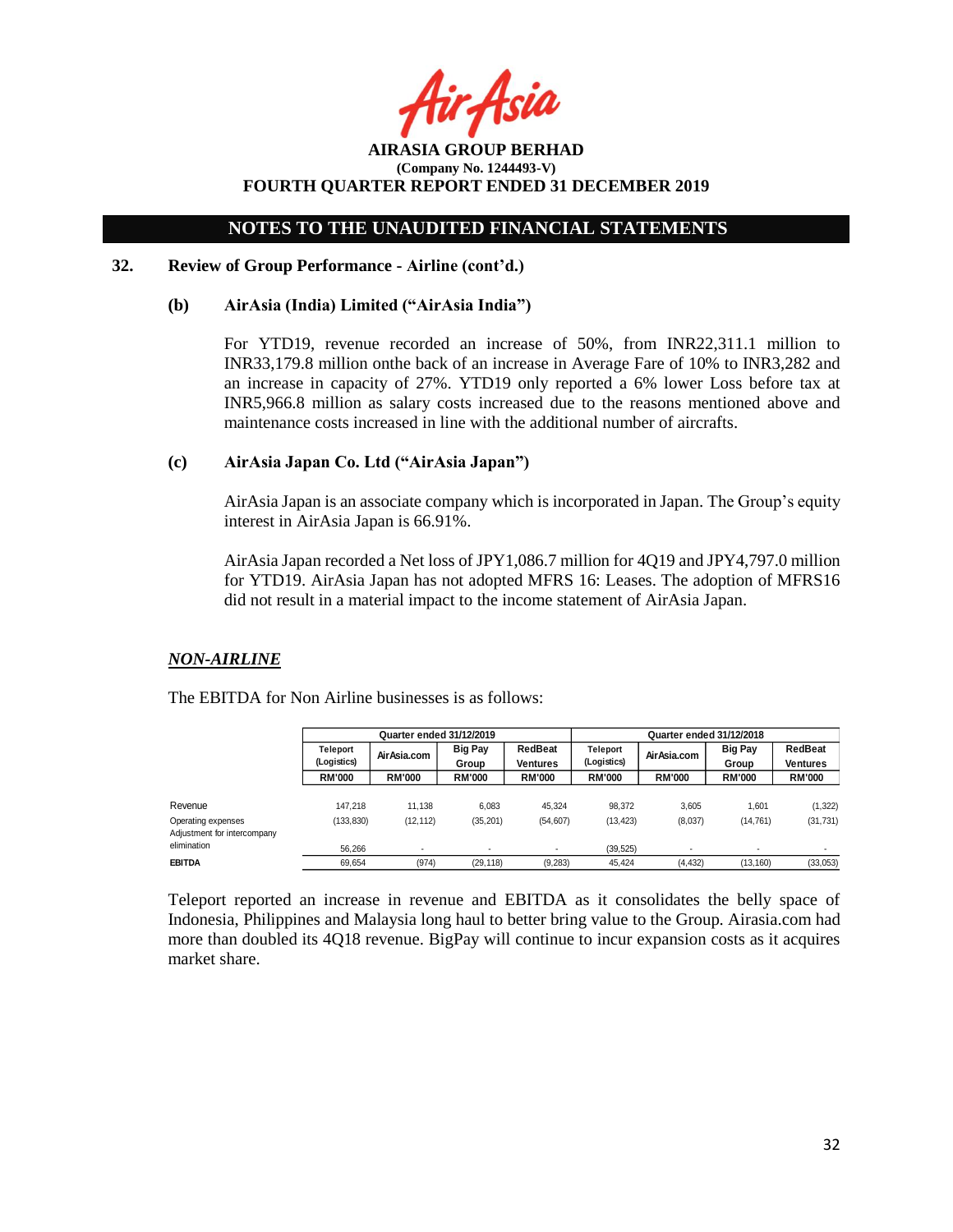## NOTES TO THE UNAUDITED FINANCIAL STATEMENTS

### 32. Review of Group Performance - Airline (cont'd.)

#### (b) AirAsia (India) Limited ("AirAsia India")

For YTD19, revenue recorded an increase of 50%, from INR22,311.1 million to INR33,179.8 million onthe back of an increase in Average Fare of 10% to INR3,282 and an increase in capacity of 27%. YTD19 only reported a 6% lower Loss before tax at INR5,966.8 million as salary costs increased due to the reasons mentioned above and maintenance costs increased in line with the additional number of aircrafts.

#### (c) AirAsia Japan Co. Ltd ("AirAsia Japan")

AirAsia Japan is an associate company which is incorporated in Japan. The Group's equity interest in AirAsia Japan is 66.91%.

AirAsia Japan recorded a Net loss of JPY1,086.7 million for 4Q19 and JPY4,797.0 million for YTD19. AirAsia Japan has not adopted MFRS 16: Leases. The adoption of MFRS16 did not result in a material impact to the income statement of AirAsia Japan.

### *NON-AIRLINE*

The EBITDA for Non Airline businesses is as follows:

| | Quarter ended 31/12/2019 | | | | Quarter ended 31/12/2018 | | | |
|---|---|---|---|---|---|---|---|---|
| | Teleport (Logistics) | AirAsia.com | Big Pay Group | RedBeat Ventures | Teleport (Logistics) | AirAsia.com | Big Pay Group | RedBeat Ventures |
| | RM'000 | RM'000 | RM'000 | RM'000 | RM'000 | RM'000 | RM'000 | RM'000 |
| Revenue | 147,218 | 11,138 | 6,083 | 45,324 | 98,372 | 3,605 | 1,601 | (1,322) |
| Operating expenses | (133,830) | (12,112) | (35,201) | (54,607) | (13,423) | (8,037) | (14,761) | (31,731) |
| Adjustment for intercompany elimination | 56,266 | - | - | - | (39,525) | - | - | - |
| **EBITDA** | 69,654 | (974) | (29,118) | (9,283) | 45,424 | (4,432) | (13,160) | (33,053) |

Teleport reported an increase in revenue and EBITDA as it consolidates the belly space of Indonesia, Philippines and Malaysia long haul to better bring value to the Group. Airasia.com had more than doubled its 4Q18 revenue. BigPay will continue to incur expansion costs as it acquires market share.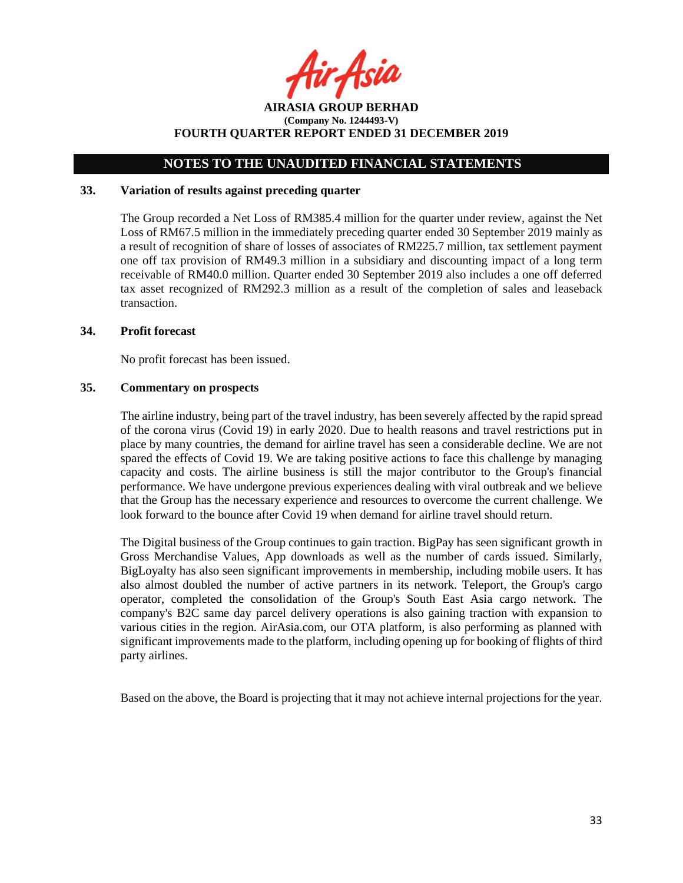## NOTES TO THE UNAUDITED FINANCIAL STATEMENTS

### 33. Variation of results against preceding quarter

The Group recorded a Net Loss of RM385.4 million for the quarter under review, against the Net Loss of RM67.5 million in the immediately preceding quarter ended 30 September 2019 mainly as a result of recognition of share of losses of associates of RM225.7 million, tax settlement payment one off tax provision of RM49.3 million in a subsidiary and discounting impact of a long term receivable of RM40.0 million. Quarter ended 30 September 2019 also includes a one off deferred tax asset recognized of RM292.3 million as a result of the completion of sales and leaseback transaction.

### 34. Profit forecast

No profit forecast has been issued.

### 35. Commentary on prospects

The airline industry, being part of the travel industry, has been severely affected by the rapid spread of the corona virus (Covid 19) in early 2020. Due to health reasons and travel restrictions put in place by many countries, the demand for airline travel has seen a considerable decline. We are not spared the effects of Covid 19. We are taking positive actions to face this challenge by managing capacity and costs. The airline business is still the major contributor to the Group's financial performance. We have undergone previous experiences dealing with viral outbreak and we believe that the Group has the necessary experience and resources to overcome the current challenge. We look forward to the bounce after Covid 19 when demand for airline travel should return.

The Digital business of the Group continues to gain traction. BigPay has seen significant growth in Gross Merchandise Values, App downloads as well as the number of cards issued. Similarly, BigLoyalty has also seen significant improvements in membership, including mobile users. It has also almost doubled the number of active partners in its network. Teleport, the Group's cargo operator, completed the consolidation of the Group's South East Asia cargo network. The company's B2C same day parcel delivery operations is also gaining traction with expansion to various cities in the region. AirAsia.com, our OTA platform, is also performing as planned with significant improvements made to the platform, including opening up for booking of flights of third party airlines.

Based on the above, the Board is projecting that it may not achieve internal projections for the year.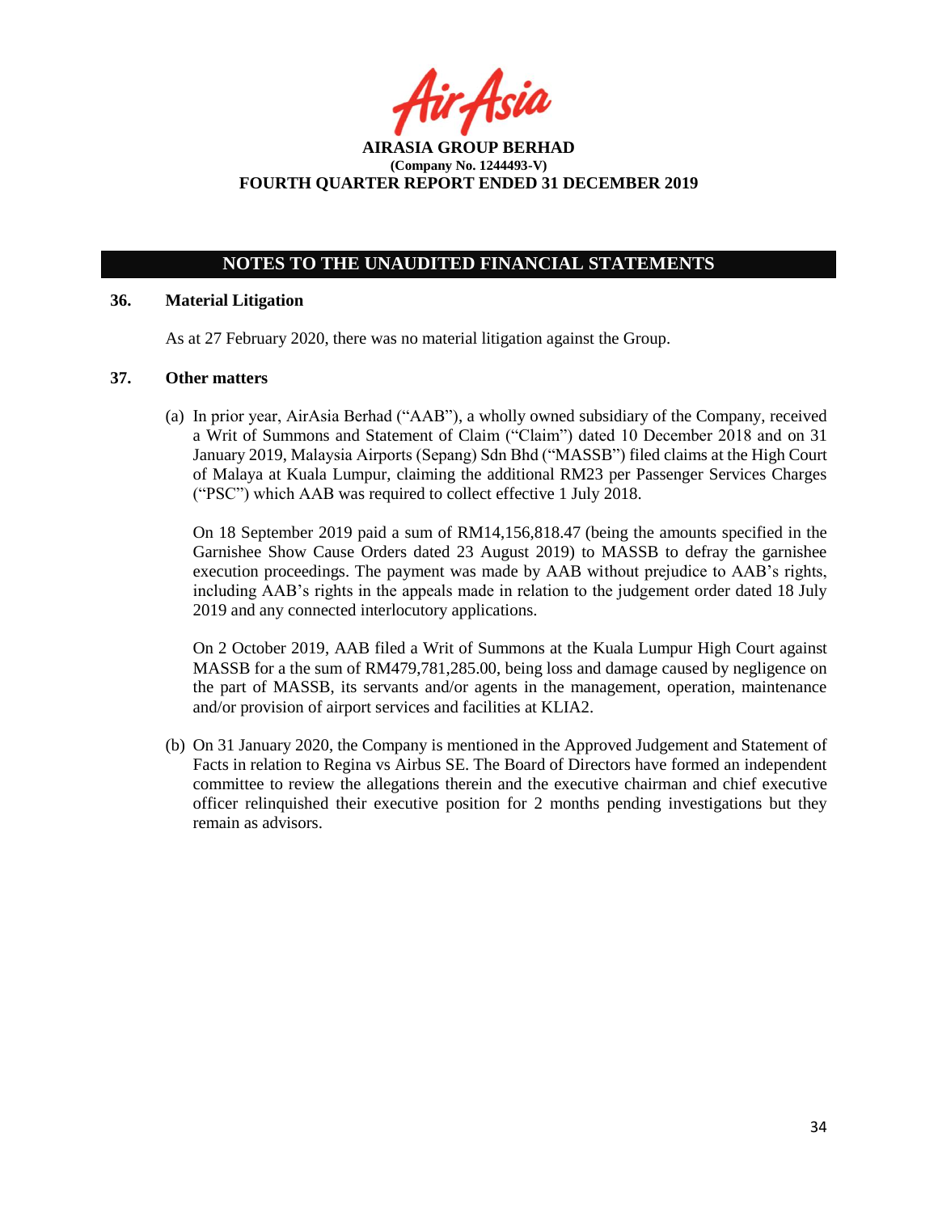## NOTES TO THE UNAUDITED FINANCIAL STATEMENTS

### 36. Material Litigation

As at 27 February 2020, there was no material litigation against the Group.

### 37. Other matters

(a) In prior year, AirAsia Berhad ("AAB"), a wholly owned subsidiary of the Company, received a Writ of Summons and Statement of Claim ("Claim") dated 10 December 2018 and on 31 January 2019, Malaysia Airports (Sepang) Sdn Bhd ("MASSB") filed claims at the High Court of Malaya at Kuala Lumpur, claiming the additional RM23 per Passenger Services Charges ("PSC") which AAB was required to collect effective 1 July 2018.

On 18 September 2019 paid a sum of RM14,156,818.47 (being the amounts specified in the Garnishee Show Cause Orders dated 23 August 2019) to MASSB to defray the garnishee execution proceedings. The payment was made by AAB without prejudice to AAB's rights, including AAB's rights in the appeals made in relation to the judgement order dated 18 July 2019 and any connected interlocutory applications.

On 2 October 2019, AAB filed a Writ of Summons at the Kuala Lumpur High Court against MASSB for a the sum of RM479,781,285.00, being loss and damage caused by negligence on the part of MASSB, its servants and/or agents in the management, operation, maintenance and/or provision of airport services and facilities at KLIA2.

(b) On 31 January 2020, the Company is mentioned in the Approved Judgement and Statement of Facts in relation to Regina vs Airbus SE. The Board of Directors have formed an independent committee to review the allegations therein and the executive chairman and chief executive officer relinquished their executive position for 2 months pending investigations but they remain as advisors.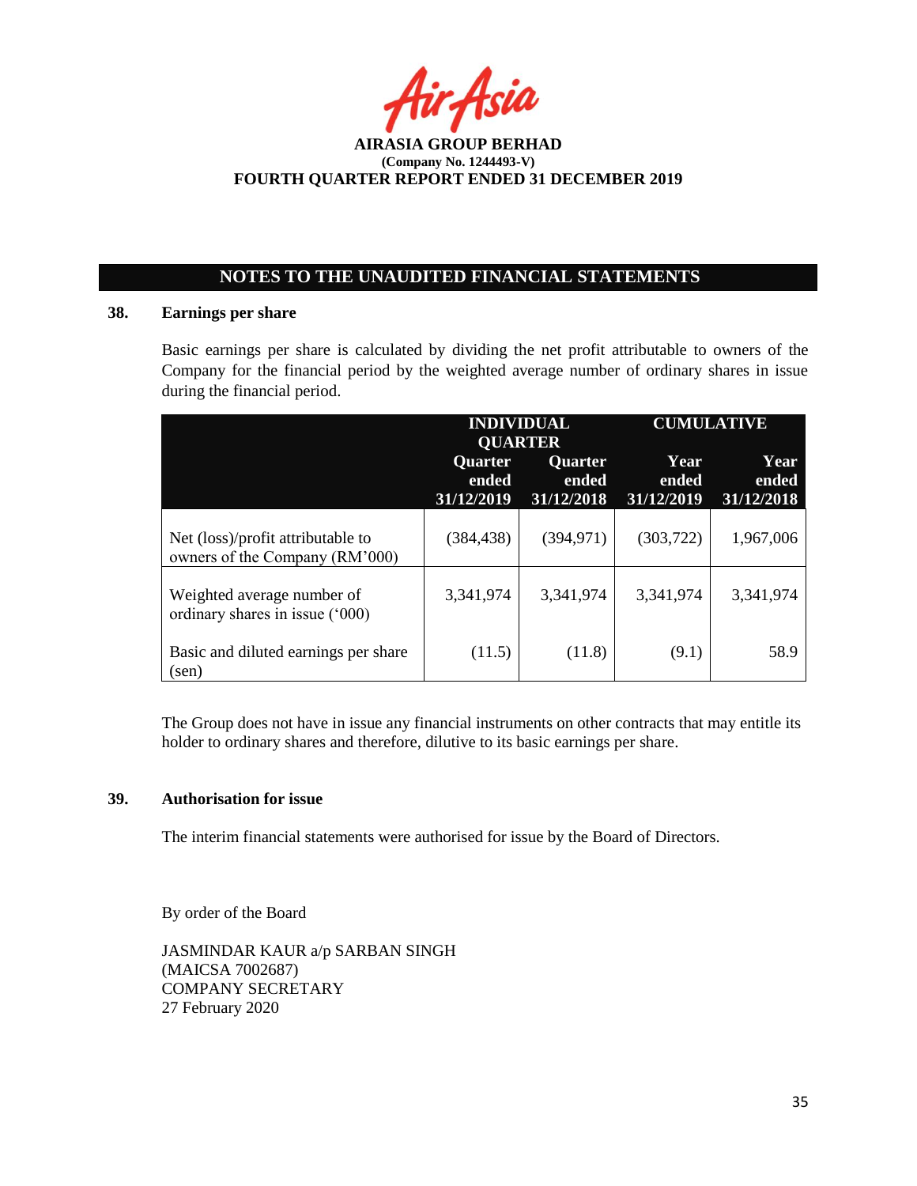## NOTES TO THE UNAUDITED FINANCIAL STATEMENTS

### 38. Earnings per share

Basic earnings per share is calculated by dividing the net profit attributable to owners of the Company for the financial period by the weighted average number of ordinary shares in issue during the financial period.

| | INDIVIDUAL QUARTER | | CUMULATIVE | |
|---|---|---|---|---|
| | Quarter ended 31/12/2019 | Quarter ended 31/12/2018 | Year ended 31/12/2019 | Year ended 31/12/2018 |
| Net (loss)/profit attributable to owners of the Company (RM'000) | (384,438) | (394,971) | (303,722) | 1,967,006 |
| Weighted average number of ordinary shares in issue ('000) | 3,341,974 | 3,341,974 | 3,341,974 | 3,341,974 |
| Basic and diluted earnings per share (sen) | (11.5) | (11.8) | (9.1) | 58.9 |

The Group does not have in issue any financial instruments on other contracts that may entitle its holder to ordinary shares and therefore, dilutive to its basic earnings per share.

### 39. Authorisation for issue

The interim financial statements were authorised for issue by the Board of Directors.

By order of the Board

JASMINDAR KAUR a/p SARBAN SINGH
(MAICSA 7002687)
COMPANY SECRETARY
27 February 2020